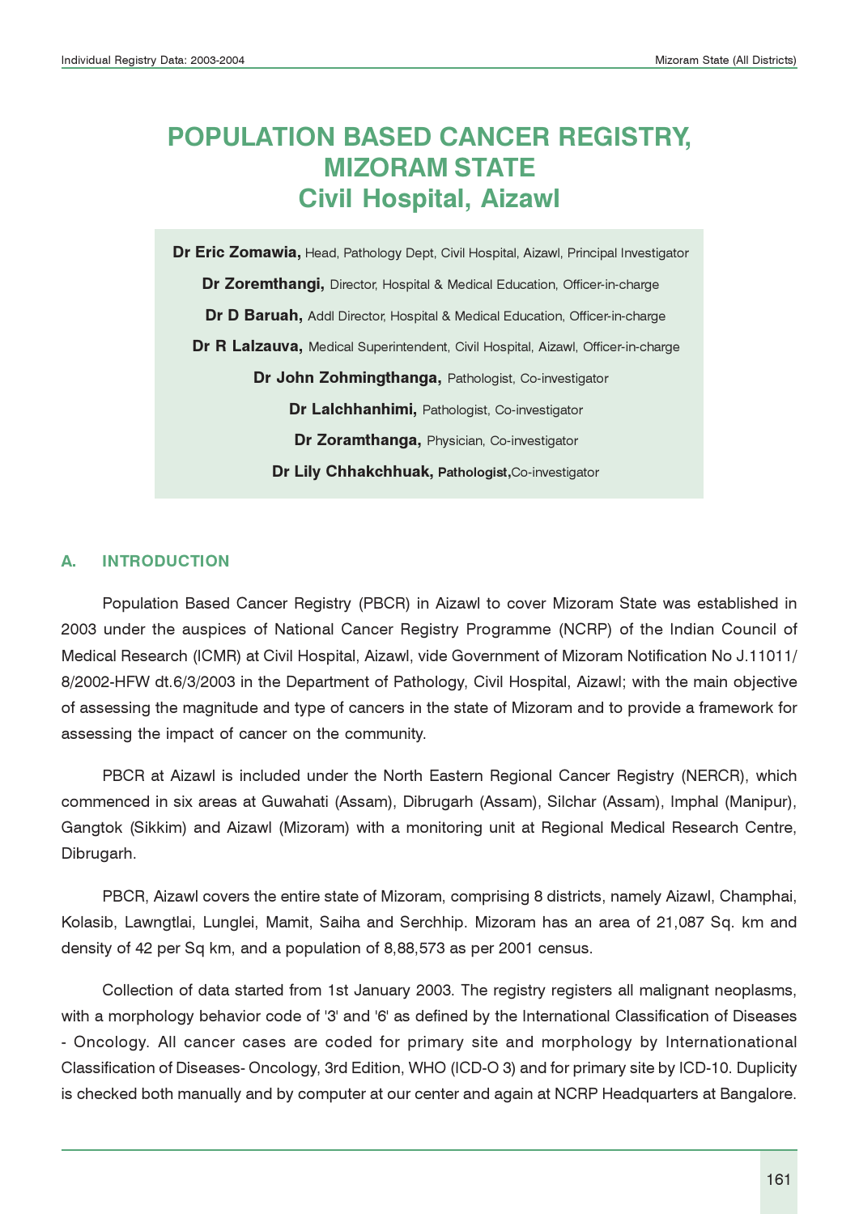# POPULATION BASED CANCER REGISTRY, MIZORAM STATE
## Civil Hospital, Aizawl

**Dr Eric Zomawia,** Head, Pathology Dept, Civil Hospital, Aizawl, Principal Investigator

**Dr Zoremthangi,** Director, Hospital & Medical Education, Officer-in-charge

**Dr D Baruah,** Addl Director, Hospital & Medical Education, Officer-in-charge

**Dr R Lalzauva,** Medical Superintendent, Civil Hospital, Aizawl, Officer-in-charge

**Dr John Zohmingthanga,** Pathologist, Co-investigator

**Dr Lalchhanhimi,** Pathologist, Co-investigator

**Dr Zoramthanga,** Physician, Co-investigator

**Dr Lily Chhakchhuak,** **Pathologist,**Co-investigator

## A. INTRODUCTION

Population Based Cancer Registry (PBCR) in Aizawl to cover Mizoram State was established in 2003 under the auspices of National Cancer Registry Programme (NCRP) of the Indian Council of Medical Research (ICMR) at Civil Hospital, Aizawl, vide Government of Mizoram Notification No J.11011/8/2002-HFW dt.6/3/2003 in the Department of Pathology, Civil Hospital, Aizawl; with the main objective of assessing the magnitude and type of cancers in the state of Mizoram and to provide a framework for assessing the impact of cancer on the community.

PBCR at Aizawl is included under the North Eastern Regional Cancer Registry (NERCR), which commenced in six areas at Guwahati (Assam), Dibrugarh (Assam), Silchar (Assam), Imphal (Manipur), Gangtok (Sikkim) and Aizawl (Mizoram) with a monitoring unit at Regional Medical Research Centre, Dibrugarh.

PBCR, Aizawl covers the entire state of Mizoram, comprising 8 districts, namely Aizawl, Champhai, Kolasib, Lawngtlai, Lunglei, Mamit, Saiha and Serchhip. Mizoram has an area of 21,087 Sq. km and density of 42 per Sq km, and a population of 8,88,573 as per 2001 census.

Collection of data started from 1st January 2003. The registry registers all malignant neoplasms, with a morphology behavior code of '3' and '6' as defined by the International Classification of Diseases - Oncology. All cancer cases are coded for primary site and morphology by Internationational Classification of Diseases- Oncology, 3rd Edition, WHO (ICD-O 3) and for primary site by ICD-10. Duplicity is checked both manually and by computer at our center and again at NCRP Headquarters at Bangalore.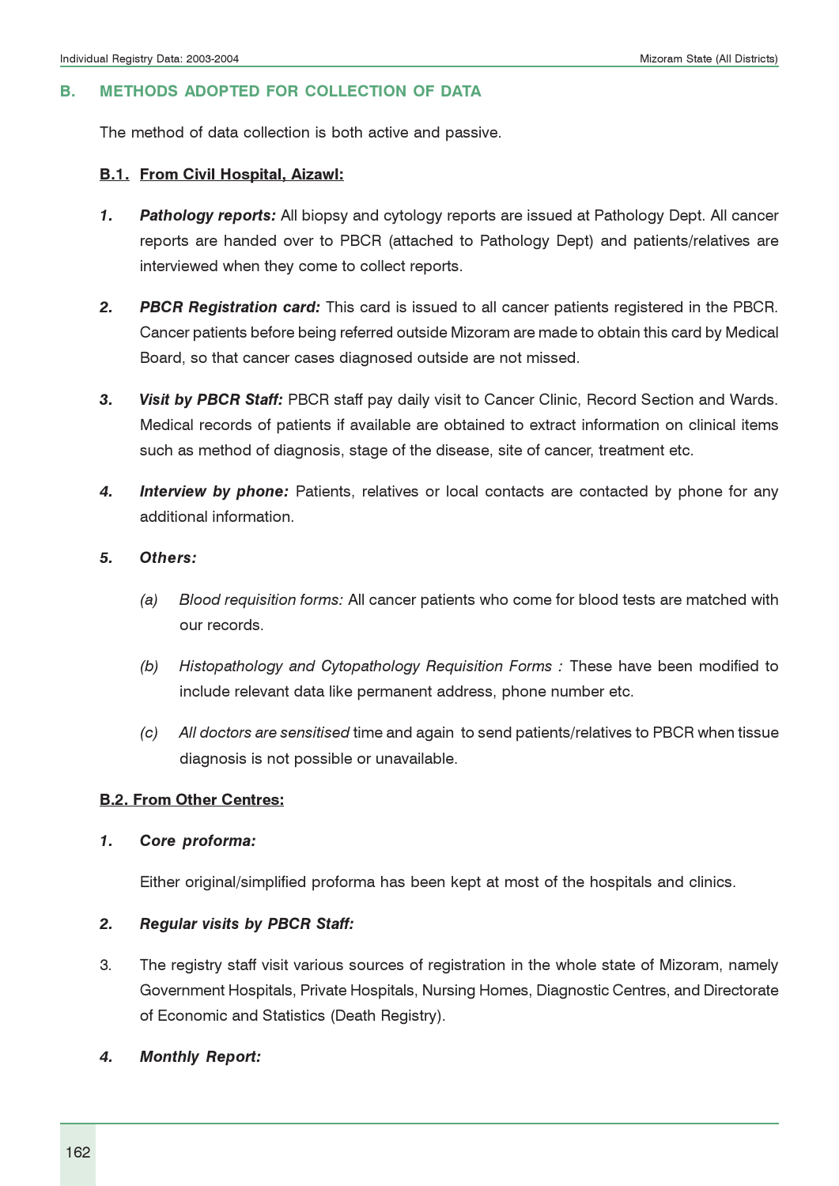## B. METHODS ADOPTED FOR COLLECTION OF DATA

The method of data collection is both active and passive.

### B.1. From Civil Hospital, Aizawl:

1. ***Pathology reports:*** All biopsy and cytology reports are issued at Pathology Dept. All cancer reports are handed over to PBCR (attached to Pathology Dept) and patients/relatives are interviewed when they come to collect reports.

2. ***PBCR Registration card:*** This card is issued to all cancer patients registered in the PBCR. Cancer patients before being referred outside Mizoram are made to obtain this card by Medical Board, so that cancer cases diagnosed outside are not missed.

3. ***Visit by PBCR Staff:*** PBCR staff pay daily visit to Cancer Clinic, Record Section and Wards. Medical records of patients if available are obtained to extract information on clinical items such as method of diagnosis, stage of the disease, site of cancer, treatment etc.

4. ***Interview by phone:*** Patients, relatives or local contacts are contacted by phone for any additional information.

5. ***Others:***

   (a) *Blood requisition forms:* All cancer patients who come for blood tests are matched with our records.

   (b) *Histopathology and Cytopathology Requisition Forms :* These have been modified to include relevant data like permanent address, phone number etc.

   (c) *All doctors are sensitised* time and again to send patients/relatives to PBCR when tissue diagnosis is not possible or unavailable.

### B.2. From Other Centres:

1. ***Core proforma:***

   Either original/simplified proforma has been kept at most of the hospitals and clinics.

2. ***Regular visits by PBCR Staff:***

3. The registry staff visit various sources of registration in the whole state of Mizoram, namely Government Hospitals, Private Hospitals, Nursing Homes, Diagnostic Centres, and Directorate of Economic and Statistics (Death Registry).

4. ***Monthly Report:***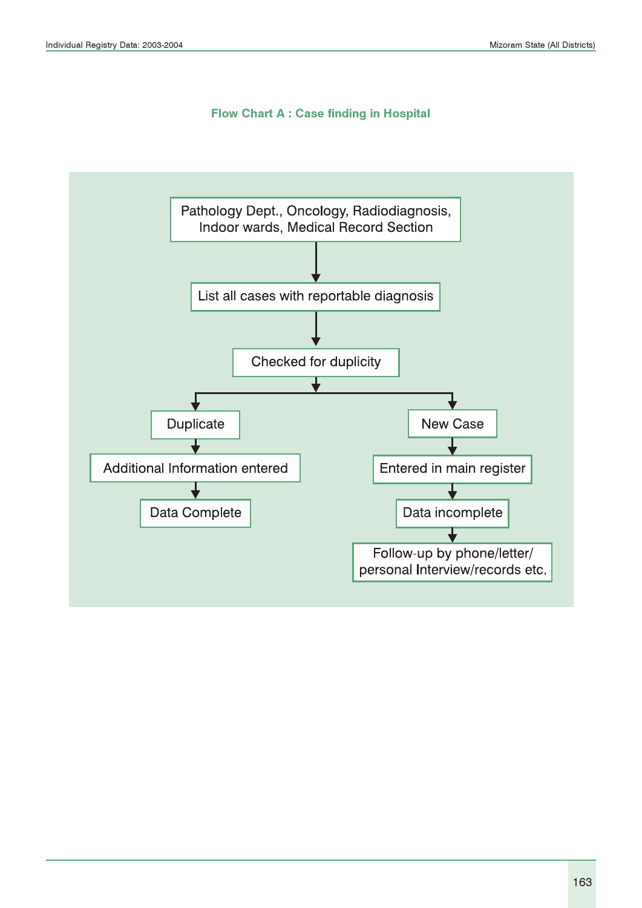## Flow Chart A : Case finding in Hospital

Pathology Dept., Oncology, Radiodiagnosis, Indoor wards, Medical Record Section

↓

List all cases with reportable diagnosis

↓

Checked for duplicity

↓

- Duplicate
  - ↓ Additional Information entered
  - ↓ Data Complete
- New Case
  - ↓ Entered in main register
  - ↓ Data incomplete
  - ↓ Follow-up by phone/letter/ personal Interview/records etc.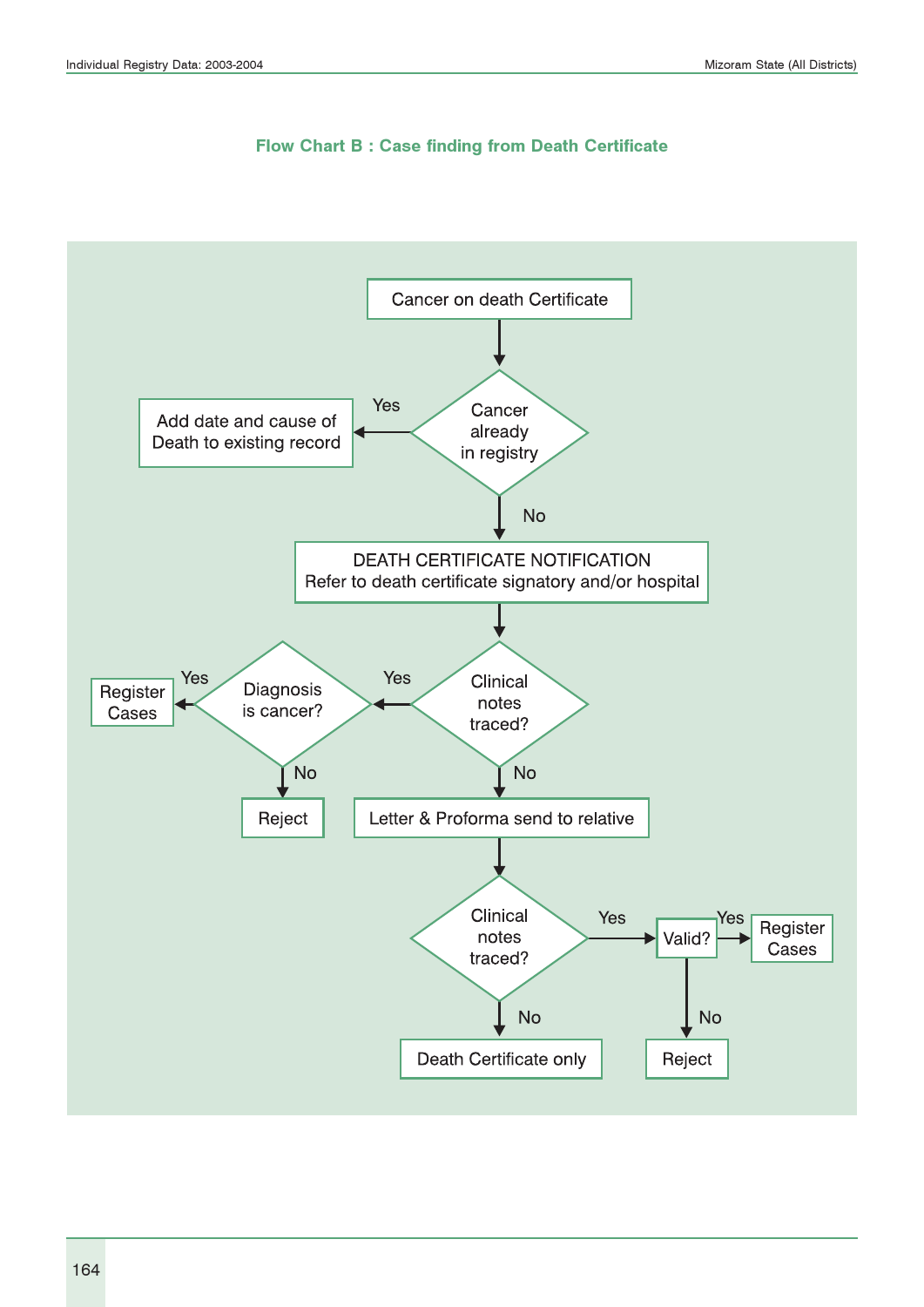## Flow Chart B : Case finding from Death Certificate

- Cancer on death Certificate
  - → Cancer already in registry?
    - Yes → Add date and cause of Death to existing record
    - No → DEATH CERTIFICATE NOTIFICATION Refer to death certificate signatory and/or hospital
      - → Clinical notes traced?
        - Yes → Diagnosis is cancer?
          - Yes → Register Cases
          - No → Reject
        - No → Letter & Proforma send to relative
          - → Clinical notes traced?
            - Yes → Valid?
              - Yes → Register Cases
              - No → Reject
            - No → Death Certificate only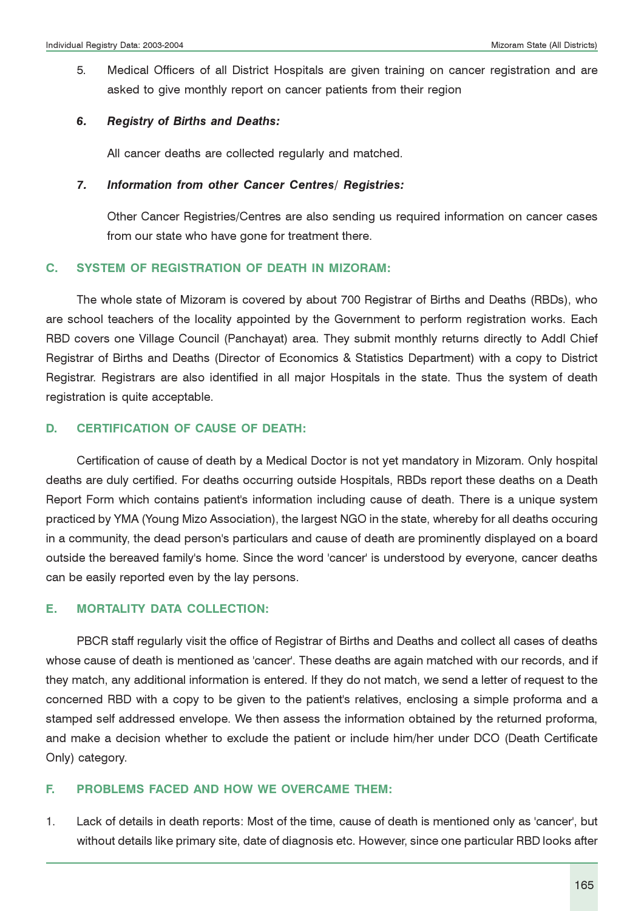5. Medical Officers of all District Hospitals are given training on cancer registration and are asked to give monthly report on cancer patients from their region

6. ***Registry of Births and Deaths:***

   All cancer deaths are collected regularly and matched.

7. ***Information from other Cancer Centres/ Registries:***

   Other Cancer Registries/Centres are also sending us required information on cancer cases from our state who have gone for treatment there.

## C. SYSTEM OF REGISTRATION OF DEATH IN MIZORAM:

The whole state of Mizoram is covered by about 700 Registrar of Births and Deaths (RBDs), who are school teachers of the locality appointed by the Government to perform registration works. Each RBD covers one Village Council (Panchayat) area. They submit monthly returns directly to Addl Chief Registrar of Births and Deaths (Director of Economics & Statistics Department) with a copy to District Registrar. Registrars are also identified in all major Hospitals in the state. Thus the system of death registration is quite acceptable.

## D. CERTIFICATION OF CAUSE OF DEATH:

Certification of cause of death by a Medical Doctor is not yet mandatory in Mizoram. Only hospital deaths are duly certified. For deaths occurring outside Hospitals, RBDs report these deaths on a Death Report Form which contains patient's information including cause of death. There is a unique system practiced by YMA (Young Mizo Association), the largest NGO in the state, whereby for all deaths occuring in a community, the dead person's particulars and cause of death are prominently displayed on a board outside the bereaved family's home. Since the word 'cancer' is understood by everyone, cancer deaths can be easily reported even by the lay persons.

## E. MORTALITY DATA COLLECTION:

PBCR staff regularly visit the office of Registrar of Births and Deaths and collect all cases of deaths whose cause of death is mentioned as 'cancer'. These deaths are again matched with our records, and if they match, any additional information is entered. If they do not match, we send a letter of request to the concerned RBD with a copy to be given to the patient's relatives, enclosing a simple proforma and a stamped self addressed envelope. We then assess the information obtained by the returned proforma, and make a decision whether to exclude the patient or include him/her under DCO (Death Certificate Only) category.

## F. PROBLEMS FACED AND HOW WE OVERCAME THEM:

1. Lack of details in death reports: Most of the time, cause of death is mentioned only as 'cancer', but without details like primary site, date of diagnosis etc. However, since one particular RBD looks after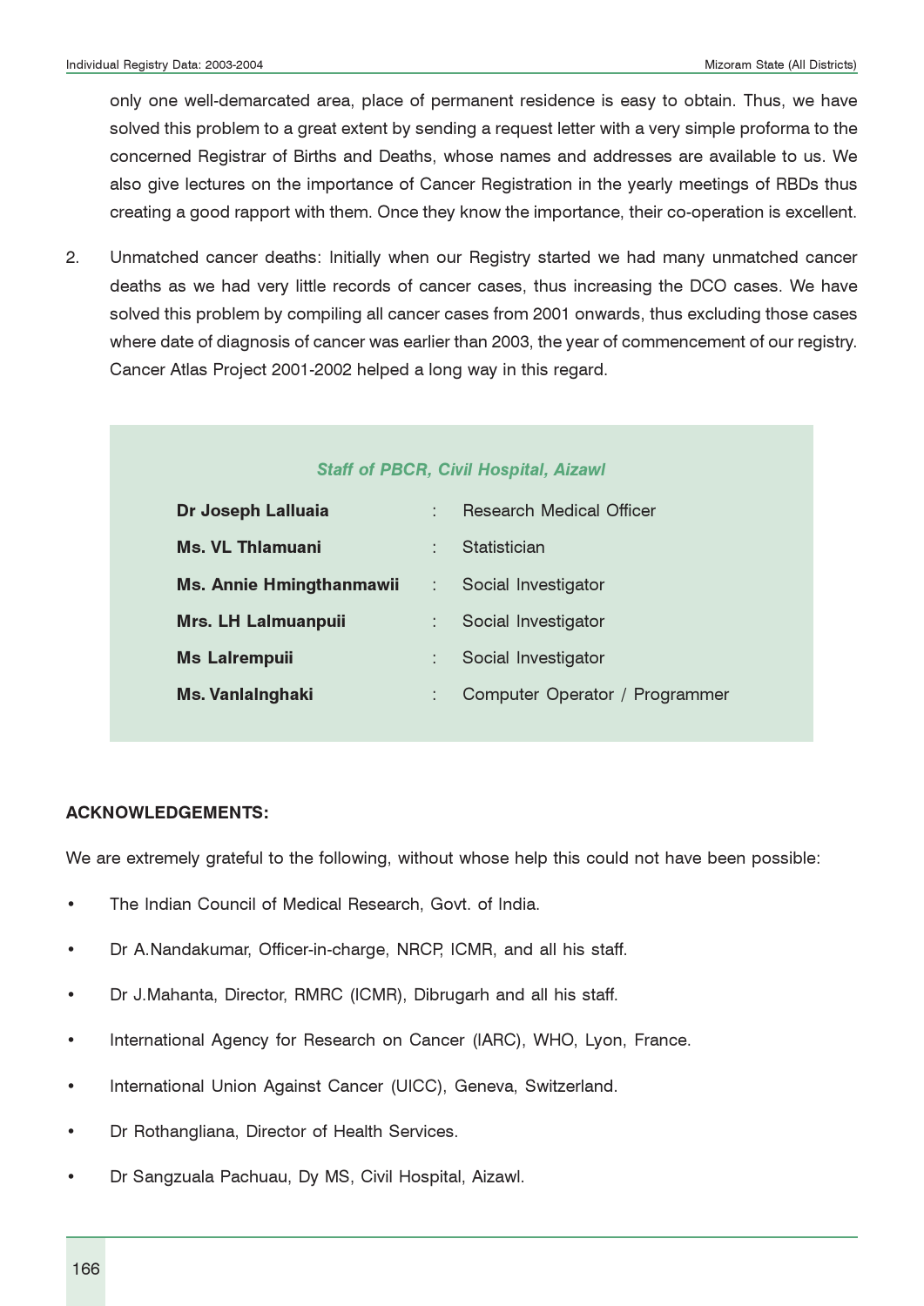only one well-demarcated area, place of permanent residence is easy to obtain. Thus, we have solved this problem to a great extent by sending a request letter with a very simple proforma to the concerned Registrar of Births and Deaths, whose names and addresses are available to us. We also give lectures on the importance of Cancer Registration in the yearly meetings of RBDs thus creating a good rapport with them. Once they know the importance, their co-operation is excellent.

2. Unmatched cancer deaths: Initially when our Registry started we had many unmatched cancer deaths as we had very little records of cancer cases, thus increasing the DCO cases. We have solved this problem by compiling all cancer cases from 2001 onwards, thus excluding those cases where date of diagnosis of cancer was earlier than 2003, the year of commencement of our registry. Cancer Atlas Project 2001-2002 helped a long way in this regard.

*Staff of PBCR, Civil Hospital, Aizawl*

| | | |
|---|---|---|
| **Dr Joseph Lalluaia** | : | Research Medical Officer |
| **Ms. VL Thlamuani** | : | Statistician |
| **Ms. Annie Hmingthanmawii** | : | Social Investigator |
| **Mrs. LH Lalmuanpuii** | : | Social Investigator |
| **Ms Lalrempuii** | : | Social Investigator |
| **Ms. Vanlalnghaki** | : | Computer Operator / Programmer |

**ACKNOWLEDGEMENTS:**

We are extremely grateful to the following, without whose help this could not have been possible:

- The Indian Council of Medical Research, Govt. of India.
- Dr A.Nandakumar, Officer-in-charge, NRCP, ICMR, and all his staff.
- Dr J.Mahanta, Director, RMRC (ICMR), Dibrugarh and all his staff.
- International Agency for Research on Cancer (IARC), WHO, Lyon, France.
- International Union Against Cancer (UICC), Geneva, Switzerland.
- Dr Rothangliana, Director of Health Services.
- Dr Sangzuala Pachuau, Dy MS, Civil Hospital, Aizawl.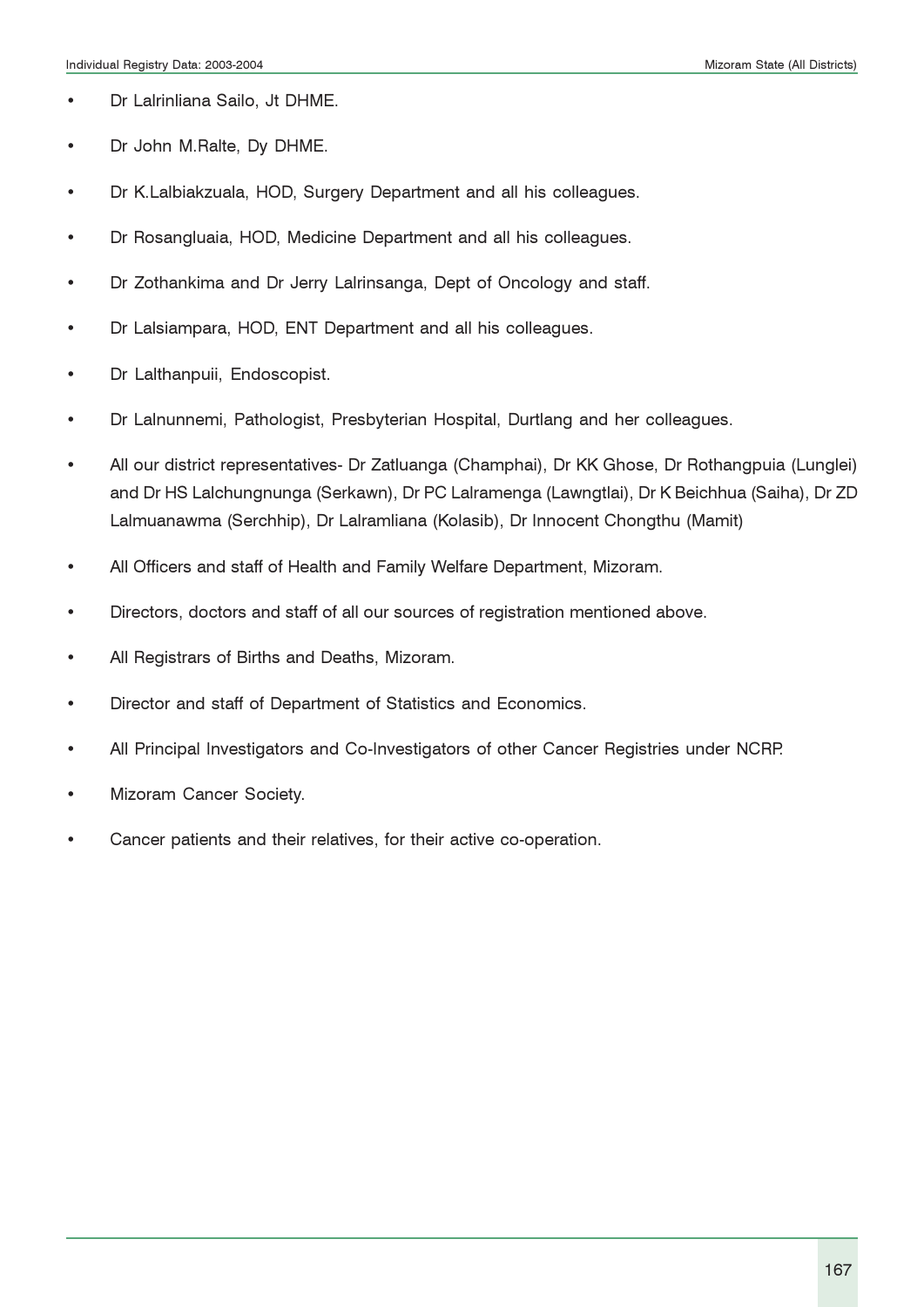- Dr Lalrinliana Sailo, Jt DHME.
- Dr John M.Ralte, Dy DHME.
- Dr K.Lalbiakzuala, HOD, Surgery Department and all his colleagues.
- Dr Rosangluaia, HOD, Medicine Department and all his colleagues.
- Dr Zothankima and Dr Jerry Lalrinsanga, Dept of Oncology and staff.
- Dr Lalsiampara, HOD, ENT Department and all his colleagues.
- Dr Lalthanpuii, Endoscopist.
- Dr Lalnunnemi, Pathologist, Presbyterian Hospital, Durtlang and her colleagues.
- All our district representatives- Dr Zatluanga (Champhai), Dr KK Ghose, Dr Rothangpuia (Lunglei) and Dr HS Lalchungnunga (Serkawn), Dr PC Lalramenga (Lawngtlai), Dr K Beichhua (Saiha), Dr ZD Lalmuanawma (Serchhip), Dr Lalramliana (Kolasib), Dr Innocent Chongthu (Mamit)
- All Officers and staff of Health and Family Welfare Department, Mizoram.
- Directors, doctors and staff of all our sources of registration mentioned above.
- All Registrars of Births and Deaths, Mizoram.
- Director and staff of Department of Statistics and Economics.
- All Principal Investigators and Co-Investigators of other Cancer Registries under NCRP.
- Mizoram Cancer Society.
- Cancer patients and their relatives, for their active co-operation.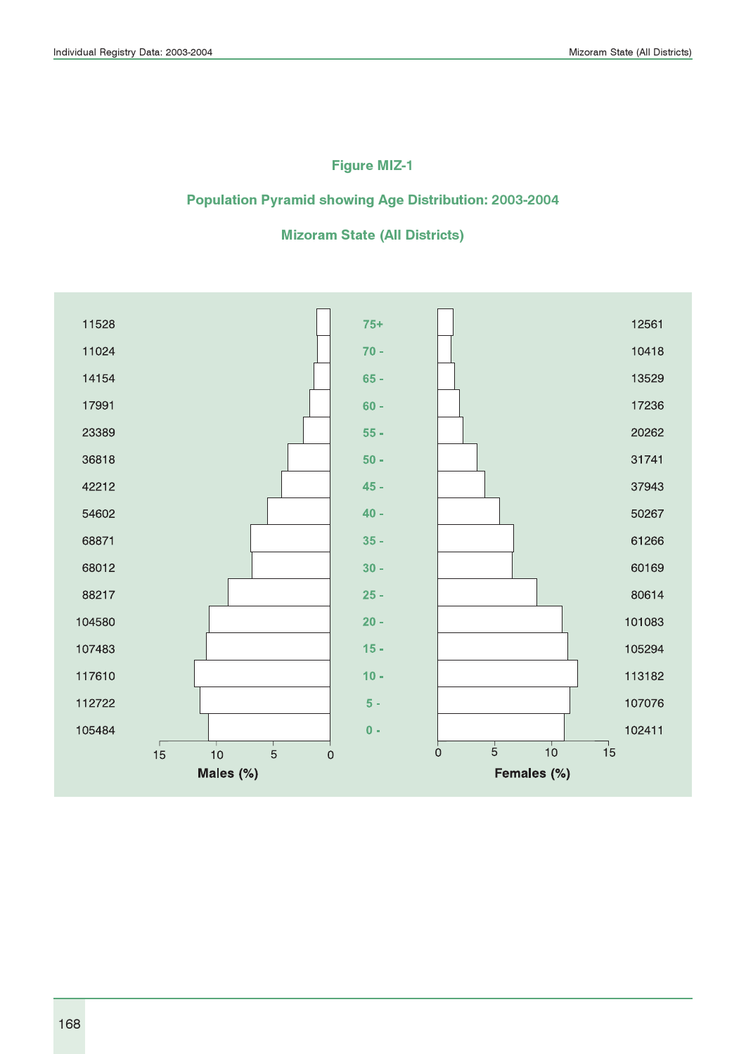## Figure MIZ-1

### Population Pyramid showing Age Distribution: 2003-2004

### Mizoram State (All Districts)

| Males | Age group | Females |
|---|---|---|
| 11528 | 75+ | 12561 |
| 11024 | 70 - | 10418 |
| 14154 | 65 - | 13529 |
| 17991 | 60 - | 17236 |
| 23389 | 55 - | 20262 |
| 36818 | 50 - | 31741 |
| 42212 | 45 - | 37943 |
| 54602 | 40 - | 50267 |
| 68871 | 35 - | 61266 |
| 68012 | 30 - | 60169 |
| 88217 | 25 - | 80614 |
| 104580 | 20 - | 101083 |
| 107483 | 15 - | 105294 |
| 117610 | 10 - | 113182 |
| 112722 | 5 - | 107076 |
| 105484 | 0 - | 102411 |

Males (%) &nbsp;&nbsp;&nbsp;&nbsp; Females (%)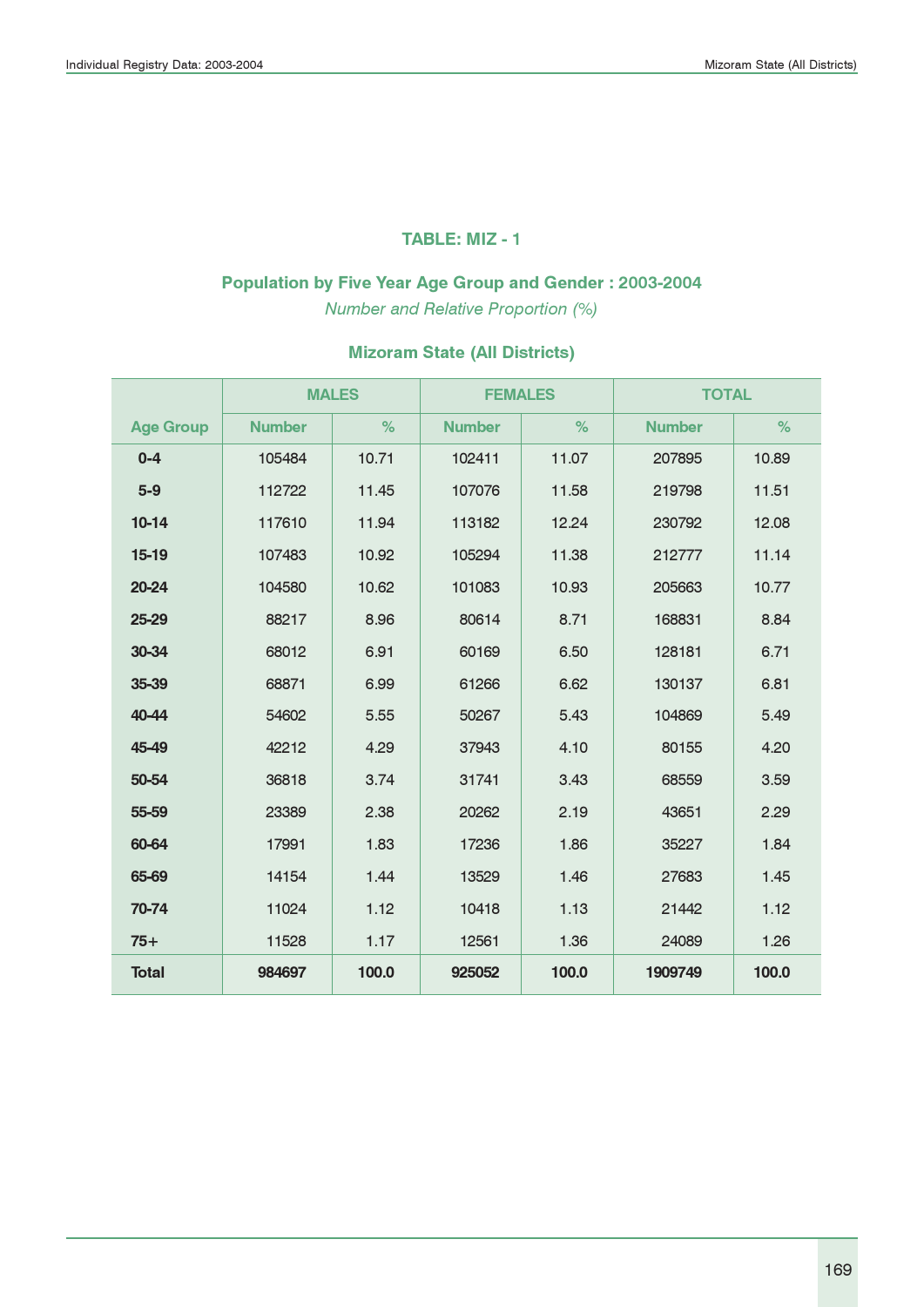## TABLE: MIZ - 1

### Population by Five Year Age Group and Gender : 2003-2004

*Number and Relative Proportion (%)*

### Mizoram State (All Districts)

| Age Group | MALES | | FEMALES | | TOTAL | |
|---|---|---|---|---|---|---|
| | Number | % | Number | % | Number | % |
| **0-4** | 105484 | 10.71 | 102411 | 11.07 | 207895 | 10.89 |
| **5-9** | 112722 | 11.45 | 107076 | 11.58 | 219798 | 11.51 |
| **10-14** | 117610 | 11.94 | 113182 | 12.24 | 230792 | 12.08 |
| **15-19** | 107483 | 10.92 | 105294 | 11.38 | 212777 | 11.14 |
| **20-24** | 104580 | 10.62 | 101083 | 10.93 | 205663 | 10.77 |
| **25-29** | 88217 | 8.96 | 80614 | 8.71 | 168831 | 8.84 |
| **30-34** | 68012 | 6.91 | 60169 | 6.50 | 128181 | 6.71 |
| **35-39** | 68871 | 6.99 | 61266 | 6.62 | 130137 | 6.81 |
| **40-44** | 54602 | 5.55 | 50267 | 5.43 | 104869 | 5.49 |
| **45-49** | 42212 | 4.29 | 37943 | 4.10 | 80155 | 4.20 |
| **50-54** | 36818 | 3.74 | 31741 | 3.43 | 68559 | 3.59 |
| **55-59** | 23389 | 2.38 | 20262 | 2.19 | 43651 | 2.29 |
| **60-64** | 17991 | 1.83 | 17236 | 1.86 | 35227 | 1.84 |
| **65-69** | 14154 | 1.44 | 13529 | 1.46 | 27683 | 1.45 |
| **70-74** | 11024 | 1.12 | 10418 | 1.13 | 21442 | 1.12 |
| **75+** | 11528 | 1.17 | 12561 | 1.36 | 24089 | 1.26 |
| **Total** | **984697** | **100.0** | **925052** | **100.0** | **1909749** | **100.0** |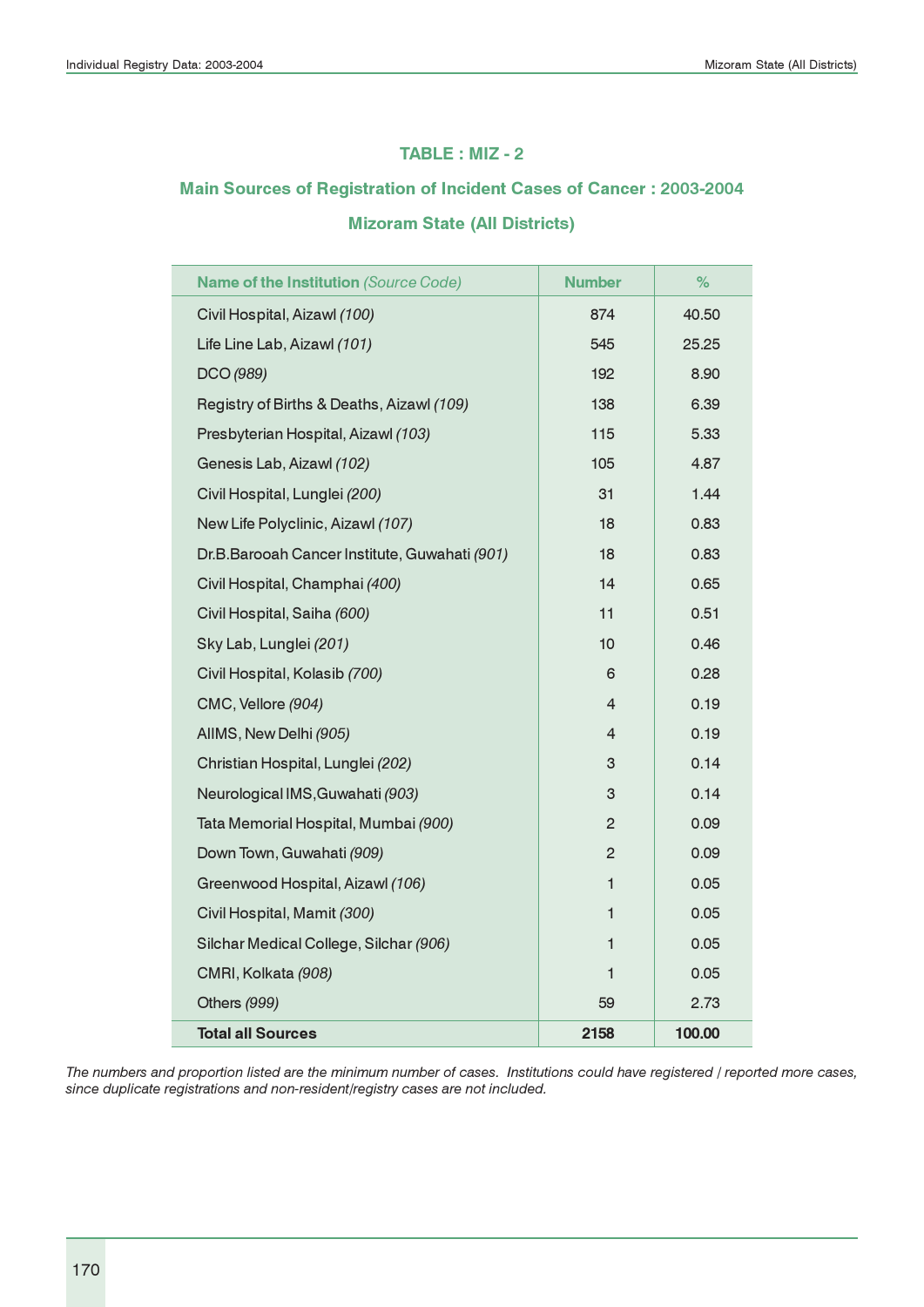## TABLE : MIZ - 2

### Main Sources of Registration of Incident Cases of Cancer : 2003-2004

### Mizoram State (All Districts)

| Name of the Institution *(Source Code)* | Number | % |
|---|---|---|
| Civil Hospital, Aizawl *(100)* | 874 | 40.50 |
| Life Line Lab, Aizawl *(101)* | 545 | 25.25 |
| DCO *(989)* | 192 | 8.90 |
| Registry of Births & Deaths, Aizawl *(109)* | 138 | 6.39 |
| Presbyterian Hospital, Aizawl *(103)* | 115 | 5.33 |
| Genesis Lab, Aizawl *(102)* | 105 | 4.87 |
| Civil Hospital, Lunglei *(200)* | 31 | 1.44 |
| New Life Polyclinic, Aizawl *(107)* | 18 | 0.83 |
| Dr.B.Barooah Cancer Institute, Guwahati *(901)* | 18 | 0.83 |
| Civil Hospital, Champhai *(400)* | 14 | 0.65 |
| Civil Hospital, Saiha *(600)* | 11 | 0.51 |
| Sky Lab, Lunglei *(201)* | 10 | 0.46 |
| Civil Hospital, Kolasib *(700)* | 6 | 0.28 |
| CMC, Vellore *(904)* | 4 | 0.19 |
| AIIMS, New Delhi *(905)* | 4 | 0.19 |
| Christian Hospital, Lunglei *(202)* | 3 | 0.14 |
| Neurological IMS,Guwahati *(903)* | 3 | 0.14 |
| Tata Memorial Hospital, Mumbai *(900)* | 2 | 0.09 |
| Down Town, Guwahati *(909)* | 2 | 0.09 |
| Greenwood Hospital, Aizawl *(106)* | 1 | 0.05 |
| Civil Hospital, Mamit *(300)* | 1 | 0.05 |
| Silchar Medical College, Silchar *(906)* | 1 | 0.05 |
| CMRI, Kolkata *(908)* | 1 | 0.05 |
| Others *(999)* | 59 | 2.73 |
| **Total all Sources** | **2158** | **100.00** |

*The numbers and proportion listed are the minimum number of cases. Institutions could have registered / reported more cases, since duplicate registrations and non-resident/registry cases are not included.*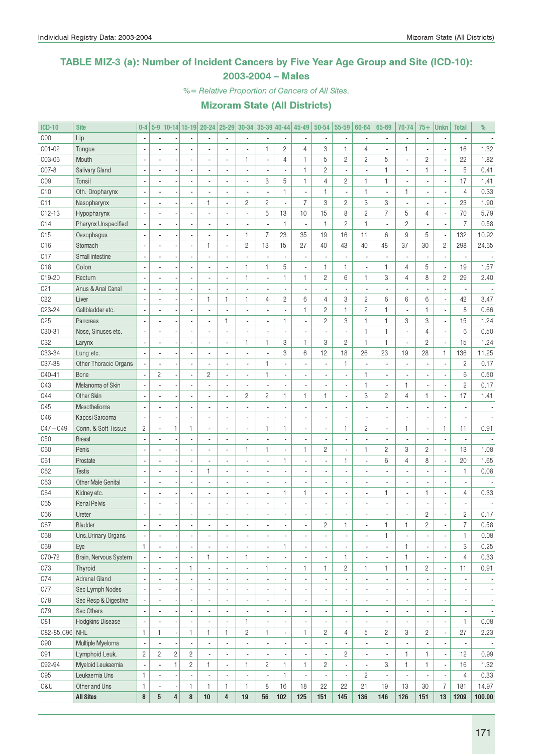## TABLE MIZ-3 (a): Number of Incident Cancers by Five Year Age Group and Site (ICD-10): 2003-2004 – Males

*%= Relative Proportion of Cancers of All Sites.*

### Mizoram State (All Districts)

| ICD-10 | Site | 0-4 | 5-9 | 10-14 | 15-19 | 20-24 | 25-29 | 30-34 | 35-39 | 40-44 | 45-49 | 50-54 | 55-59 | 60-64 | 65-69 | 70-74 | 75+ | Unkn | Total | % |
|---|---|---|---|---|---|---|---|---|---|---|---|---|---|---|---|---|---|---|---|---|
| C00 | Lip | - | - | - | - | - | - | - | - | - | - | - | - | - | - | - | - | - | - | - |
| C01-02 | Tongue | - | - | - | - | - | - | - | 1 | 2 | 4 | 3 | 1 | 4 | - | 1 | - | - | 16 | 1.32 |
| C03-06 | Mouth | - | - | - | - | - | - | 1 | - | 4 | 1 | 5 | 2 | 2 | 5 | - | 2 | - | 22 | 1.82 |
| C07-8 | Salivary Gland | - | - | - | - | - | - | - | - | - | 1 | 2 | - | - | 1 | - | 1 | - | 5 | 0.41 |
| C09 | Tonsil | - | - | - | - | - | - | - | 3 | 5 | 1 | 4 | 2 | 1 | 1 | - | - | - | 17 | 1.41 |
| C10 | Oth. Oropharynx | - | - | - | - | - | - | - | - | 1 | - | 1 | - | 1 | - | 1 | - | - | 4 | 0.33 |
| C11 | Nasopharynx | - | - | - | - | 1 | - | 2 | 2 | - | 7 | 3 | 2 | 3 | 3 | - | - | - | 23 | 1.90 |
| C12-13 | Hypopharynx | - | - | - | - | - | - | - | 6 | 13 | 10 | 15 | 8 | 2 | 7 | 5 | 4 | - | 70 | 5.79 |
| C14 | Pharynx Unspecified | - | - | - | - | - | - | - | - | 1 | - | 1 | 2 | 1 | - | 2 | - | - | 7 | 0.58 |
| C15 | Oesophagus | - | - | - | - | - | - | 1 | 7 | 23 | 35 | 19 | 16 | 11 | 6 | 9 | 5 | - | 132 | 10.92 |
| C16 | Stomach | - | - | - | - | 1 | - | 2 | 13 | 15 | 27 | 40 | 43 | 40 | 48 | 37 | 30 | 2 | 298 | 24.65 |
| C17 | Small Intestine | - | - | - | - | - | - | - | - | - | - | - | - | - | - | - | - | - | - | - |
| C18 | Colon | - | - | - | - | - | - | 1 | 1 | 5 | - | 1 | 1 | - | 1 | 4 | 5 | - | 19 | 1.57 |
| C19-20 | Rectum | - | - | - | - | - | - | 1 | - | 1 | 1 | 2 | 6 | 1 | 3 | 4 | 8 | 2 | 29 | 2.40 |
| C21 | Anus & Anal Canal | - | - | - | - | - | - | - | - | - | - | - | - | - | - | - | - | - | - | - |
| C22 | Liver | - | - | - | - | 1 | 1 | 1 | 4 | 2 | 6 | 4 | 3 | 2 | 6 | 6 | 6 | - | 42 | 3.47 |
| C23-24 | Gallbladder etc. | - | - | - | - | - | - | - | - | - | 1 | 2 | 1 | 2 | 1 | - | 1 | - | 8 | 0.66 |
| C25 | Pancreas | - | - | - | - | - | 1 | - | - | 1 | - | 2 | 3 | 1 | 1 | 3 | 3 | - | 15 | 1.24 |
| C30-31 | Nose, Sinuses etc. | - | - | - | - | - | - | - | - | - | - | - | - | 1 | 1 | - | 4 | - | 6 | 0.50 |
| C32 | Larynx | - | - | - | - | - | - | 1 | 1 | 3 | 1 | 3 | 2 | 1 | 1 | - | 2 | - | 15 | 1.24 |
| C33-34 | Lung etc. | - | - | - | - | - | - | - | - | 3 | 6 | 12 | 18 | 26 | 23 | 19 | 28 | 1 | 136 | 11.25 |
| C37-38 | Other Thoracic Organs | - | - | - | - | - | - | - | 1 | - | - | - | 1 | - | - | - | - | - | 2 | 0.17 |
| C40-41 | Bone | - | 2 | - | - | 2 | - | - | 1 | - | - | - | - | 1 | - | - | - | - | 6 | 0.50 |
| C43 | Melanoma of Skin | - | - | - | - | - | - | - | - | - | - | - | - | 1 | - | 1 | - | - | 2 | 0.17 |
| C44 | Other Skin | - | - | - | - | - | - | 2 | 2 | 1 | 1 | 1 | - | 3 | 2 | 4 | 1 | - | 17 | 1.41 |
| C45 | Mesothelioma | - | - | - | - | - | - | - | - | - | - | - | - | - | - | - | - | - | - | - |
| C46 | Kaposi Sarcoma | - | - | - | - | - | - | - | - | - | - | - | - | - | - | - | - | - | - | - |
| C47+C49 | Conn. & Soft Tissue | 2 | - | 1 | 1 | - | - | - | 1 | 1 | - | - | 1 | 2 | - | 1 | - | 1 | 11 | 0.91 |
| C50 | Breast | - | - | - | - | - | - | - | - | - | - | - | - | - | - | - | - | - | - | - |
| C60 | Penis | - | - | - | - | - | - | 1 | 1 | - | 1 | 2 | - | 1 | 2 | 3 | 2 | - | 13 | 1.08 |
| C61 | Prostate | - | - | - | - | - | - | - | - | 1 | - | - | 1 | - | 6 | 4 | 8 | - | 20 | 1.65 |
| C62 | Testis | - | - | - | - | 1 | - | - | - | - | - | - | - | - | - | - | - | - | 1 | 0.08 |
| C63 | Other Male Genital | - | - | - | - | - | - | - | - | - | - | - | - | - | - | - | - | - | - | - |
| C64 | Kidney etc. | - | - | - | - | - | - | - | - | 1 | 1 | - | - | - | 1 | - | 1 | - | 4 | 0.33 |
| C65 | Renal Pelvis | - | - | - | - | - | - | - | - | - | - | - | - | - | - | - | - | - | - | - |
| C66 | Ureter | - | - | - | - | - | - | - | - | - | - | - | - | - | - | - | 2 | - | 2 | 0.17 |
| C67 | Bladder | - | - | - | - | - | - | - | - | - | - | 2 | 1 | - | 1 | 1 | 2 | - | 7 | 0.58 |
| C68 | Uns.Urinary Organs | - | - | - | - | - | - | - | - | - | - | - | - | - | 1 | - | - | - | 1 | 0.08 |
| C69 | Eye | 1 | - | - | - | - | - | - | - | 1 | - | - | - | - | - | 1 | - | - | 3 | 0.25 |
| C70-72 | Brain, Nervous System | - | - | - | - | 1 | - | 1 | - | - | - | - | 1 | - | - | 1 | - | - | 4 | 0.33 |
| C73 | Thyroid | - | - | - | 1 | - | - | - | 1 | - | 1 | 1 | 2 | 1 | 1 | 1 | 2 | - | 11 | 0.91 |
| C74 | Adrenal Gland | - | - | - | - | - | - | - | - | - | - | - | - | - | - | - | - | - | - | - |
| C77 | Sec Lymph Nodes | - | - | - | - | - | - | - | - | - | - | - | - | - | - | - | - | - | - | - |
| C78 | Sec Resp & Digestive | - | - | - | - | - | - | - | - | - | - | - | - | - | - | - | - | - | - | - |
| C79 | Sec Others | - | - | - | - | - | - | - | - | - | - | - | - | - | - | - | - | - | - | - |
| C81 | Hodgkins Disease | - | - | - | - | - | - | 1 | - | - | - | - | - | - | - | - | - | - | 1 | 0.08 |
| C82-85,C96 | NHL | 1 | 1 | - | 1 | 1 | 1 | 2 | 1 | - | 1 | 2 | 4 | 5 | 2 | 3 | 2 | - | 27 | 2.23 |
| C90 | Multiple Myeloma | - | - | - | - | - | - | - | - | - | - | - | - | - | - | - | - | - | - | - |
| C91 | Lymphoid Leuk. | 2 | 2 | 2 | 2 | - | - | - | - | - | - | - | 2 | - | - | 1 | 1 | - | 12 | 0.99 |
| C92-94 | Myeloid Leukaemia | - | - | 1 | 2 | 1 | - | 1 | 2 | 1 | 1 | 2 | - | - | 3 | 1 | 1 | - | 16 | 1.32 |
| C95 | Leukaemia Uns | 1 | - | - | - | - | - | - | - | 1 | - | - | - | 2 | - | - | - | - | 4 | 0.33 |
| O&U | Other and Uns | 1 | - | - | 1 | 1 | 1 | 1 | 8 | 16 | 18 | 22 | 22 | 21 | 19 | 13 | 30 | 7 | 181 | 14.97 |
| | **All Sites** | **8** | **5** | **4** | **8** | **10** | **4** | **19** | **56** | **102** | **125** | **151** | **145** | **136** | **146** | **126** | **151** | **13** | **1209** | **100.00** |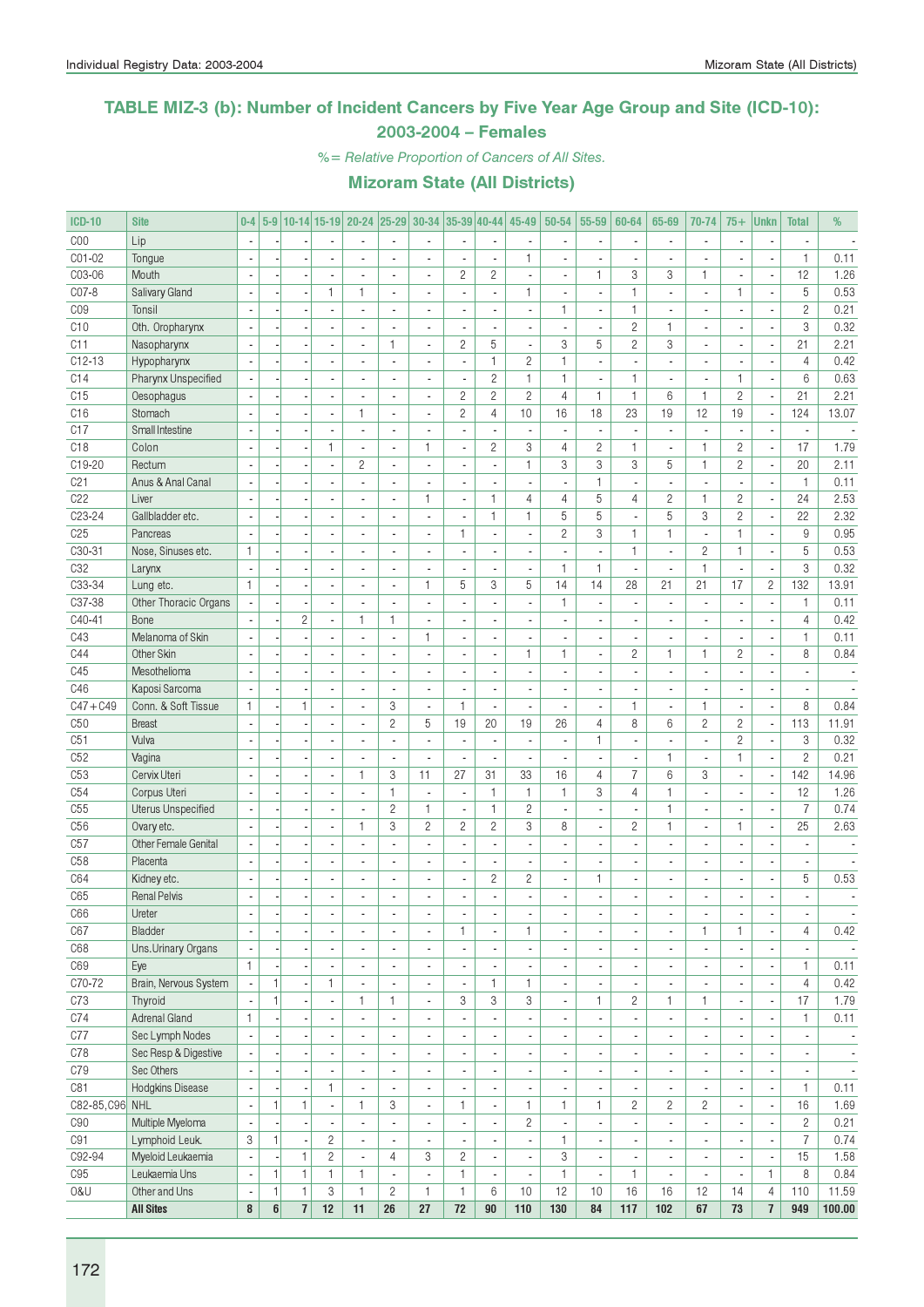## TABLE MIZ-3 (b): Number of Incident Cancers by Five Year Age Group and Site (ICD-10): 2003-2004 – Females

*%= Relative Proportion of Cancers of All Sites.*

### Mizoram State (All Districts)

| ICD-10 | Site | 0-4 | 5-9 | 10-14 | 15-19 | 20-24 | 25-29 | 30-34 | 35-39 | 40-44 | 45-49 | 50-54 | 55-59 | 60-64 | 65-69 | 70-74 | 75+ | Unkn | Total | % |
|---|---|---|---|---|---|---|---|---|---|---|---|---|---|---|---|---|---|---|---|---|
| C00 | Lip | - | - | - | - | - | - | - | - | - | - | - | - | - | - | - | - | - | - | - |
| C01-02 | Tongue | - | - | - | - | - | - | - | - | - | 1 | - | - | - | - | - | - | - | 1 | 0.11 |
| C03-06 | Mouth | - | - | - | - | - | - | - | 2 | 2 | - | - | 1 | 3 | 3 | 1 | - | - | 12 | 1.26 |
| C07-8 | Salivary Gland | - | - | - | 1 | 1 | - | - | - | - | 1 | - | - | 1 | - | - | 1 | - | 5 | 0.53 |
| C09 | Tonsil | - | - | - | - | - | - | - | - | - | - | 1 | - | 1 | - | - | - | - | 2 | 0.21 |
| C10 | Oth. Oropharynx | - | - | - | - | - | - | - | - | - | - | - | - | 2 | 1 | - | - | - | 3 | 0.32 |
| C11 | Nasopharynx | - | - | - | - | - | 1 | - | 2 | 5 | - | 3 | 5 | 2 | 3 | - | - | - | 21 | 2.21 |
| C12-13 | Hypopharynx | - | - | - | - | - | - | - | - | 1 | 2 | 1 | - | - | - | - | - | - | 4 | 0.42 |
| C14 | Pharynx Unspecified | - | - | - | - | - | - | - | - | 2 | 1 | 1 | - | 1 | - | - | 1 | - | 6 | 0.63 |
| C15 | Oesophagus | - | - | - | - | - | - | - | 2 | 2 | 2 | 4 | 1 | 1 | 6 | 1 | 2 | - | 21 | 2.21 |
| C16 | Stomach | - | - | - | - | 1 | - | - | 2 | 4 | 10 | 16 | 18 | 23 | 19 | 12 | 19 | - | 124 | 13.07 |
| C17 | Small Intestine | - | - | - | - | - | - | - | - | - | - | - | - | - | - | - | - | - | - | - |
| C18 | Colon | - | - | - | 1 | - | - | 1 | - | 2 | 3 | 4 | 2 | 1 | - | 1 | 2 | - | 17 | 1.79 |
| C19-20 | Rectum | - | - | - | - | 2 | - | - | - | - | 1 | 3 | 3 | 3 | 5 | 1 | 2 | - | 20 | 2.11 |
| C21 | Anus & Anal Canal | - | - | - | - | - | - | - | - | - | - | - | 1 | - | - | - | - | - | 1 | 0.11 |
| C22 | Liver | - | - | - | - | - | - | 1 | - | 1 | 4 | 4 | 5 | 4 | 2 | 1 | 2 | - | 24 | 2.53 |
| C23-24 | Gallbladder etc. | - | - | - | - | - | - | - | - | 1 | 1 | 5 | 5 | - | 5 | 3 | 2 | - | 22 | 2.32 |
| C25 | Pancreas | - | - | - | - | - | - | - | 1 | - | - | 2 | 3 | 1 | 1 | - | 1 | - | 9 | 0.95 |
| C30-31 | Nose, Sinuses etc. | 1 | - | - | - | - | - | - | - | - | - | - | - | 1 | - | 2 | 1 | - | 5 | 0.53 |
| C32 | Larynx | - | - | - | - | - | - | - | - | - | - | 1 | 1 | - | - | 1 | - | - | 3 | 0.32 |
| C33-34 | Lung etc. | 1 | - | - | - | - | - | 1 | 5 | 3 | 5 | 14 | 14 | 28 | 21 | 21 | 17 | 2 | 132 | 13.91 |
| C37-38 | Other Thoracic Organs | - | - | - | - | - | - | - | - | - | - | 1 | - | - | - | - | - | - | 1 | 0.11 |
| C40-41 | Bone | - | - | 2 | - | 1 | 1 | - | - | - | - | - | - | - | - | - | - | - | 4 | 0.42 |
| C43 | Melanoma of Skin | - | - | - | - | - | - | 1 | - | - | - | - | - | - | - | - | - | - | 1 | 0.11 |
| C44 | Other Skin | - | - | - | - | - | - | - | - | - | 1 | 1 | - | 2 | 1 | 1 | 2 | - | 8 | 0.84 |
| C45 | Mesothelioma | - | - | - | - | - | - | - | - | - | - | - | - | - | - | - | - | - | - | - |
| C46 | Kaposi Sarcoma | - | - | - | - | - | - | - | - | - | - | - | - | - | - | - | - | - | - | - |
| C47+C49 | Conn. & Soft Tissue | 1 | - | 1 | - | - | 3 | - | 1 | - | - | - | - | 1 | - | 1 | - | - | 8 | 0.84 |
| C50 | Breast | - | - | - | - | - | 2 | 5 | 19 | 20 | 19 | 26 | 4 | 8 | 6 | 2 | 2 | - | 113 | 11.91 |
| C51 | Vulva | - | - | - | - | - | - | - | - | - | - | - | 1 | - | - | - | 2 | - | 3 | 0.32 |
| C52 | Vagina | - | - | - | - | - | - | - | - | - | - | - | - | - | 1 | - | 1 | - | 2 | 0.21 |
| C53 | Cervix Uteri | - | - | - | - | 1 | 3 | 11 | 27 | 31 | 33 | 16 | 4 | 7 | 6 | 3 | - | - | 142 | 14.96 |
| C54 | Corpus Uteri | - | - | - | - | - | 1 | - | - | 1 | 1 | 1 | 3 | 4 | 1 | - | - | - | 12 | 1.26 |
| C55 | Uterus Unspecified | - | - | - | - | - | 2 | 1 | - | 1 | 2 | - | - | - | 1 | - | - | - | 7 | 0.74 |
| C56 | Ovary etc. | - | - | - | - | 1 | 3 | 2 | 2 | 2 | 3 | 8 | - | 2 | 1 | - | 1 | - | 25 | 2.63 |
| C57 | Other Female Genital | - | - | - | - | - | - | - | - | - | - | - | - | - | - | - | - | - | - | - |
| C58 | Placenta | - | - | - | - | - | - | - | - | - | - | - | - | - | - | - | - | - | - | - |
| C64 | Kidney etc. | - | - | - | - | - | - | - | - | 2 | 2 | - | 1 | - | - | - | - | - | 5 | 0.53 |
| C65 | Renal Pelvis | - | - | - | - | - | - | - | - | - | - | - | - | - | - | - | - | - | - | - |
| C66 | Ureter | - | - | - | - | - | - | - | - | - | - | - | - | - | - | - | - | - | - | - |
| C67 | Bladder | - | - | - | - | - | - | - | 1 | - | 1 | - | - | - | - | 1 | 1 | - | 4 | 0.42 |
| C68 | Uns.Urinary Organs | - | - | - | - | - | - | - | - | - | - | - | - | - | - | - | - | - | - | - |
| C69 | Eye | 1 | - | - | - | - | - | - | - | - | - | - | - | - | - | - | - | - | 1 | 0.11 |
| C70-72 | Brain, Nervous System | - | 1 | - | 1 | - | - | - | - | 1 | 1 | - | - | - | - | - | - | - | 4 | 0.42 |
| C73 | Thyroid | - | 1 | - | - | 1 | 1 | - | 3 | 3 | 3 | - | 1 | 2 | 1 | 1 | - | - | 17 | 1.79 |
| C74 | Adrenal Gland | 1 | - | - | - | - | - | - | - | - | - | - | - | - | - | - | - | - | 1 | 0.11 |
| C77 | Sec Lymph Nodes | - | - | - | - | - | - | - | - | - | - | - | - | - | - | - | - | - | - | - |
| C78 | Sec Resp & Digestive | - | - | - | - | - | - | - | - | - | - | - | - | - | - | - | - | - | - | - |
| C79 | Sec Others | - | - | - | - | - | - | - | - | - | - | - | - | - | - | - | - | - | - | - |
| C81 | Hodgkins Disease | - | - | - | 1 | - | - | - | - | - | - | - | - | - | - | - | - | - | 1 | 0.11 |
| C82-85,C96 | NHL | - | 1 | 1 | - | 1 | 3 | - | 1 | - | 1 | 1 | 1 | 2 | 2 | 2 | - | - | 16 | 1.69 |
| C90 | Multiple Myeloma | - | - | - | - | - | - | - | - | - | 2 | - | - | - | - | - | - | - | 2 | 0.21 |
| C91 | Lymphoid Leuk. | 3 | 1 | - | 2 | - | - | - | - | - | - | 1 | - | - | - | - | - | - | 7 | 0.74 |
| C92-94 | Myeloid Leukaemia | - | - | 1 | 2 | - | 4 | 3 | 2 | - | - | 3 | - | - | - | - | - | - | 15 | 1.58 |
| C95 | Leukaemia Uns | - | 1 | 1 | 1 | 1 | - | - | 1 | - | - | 1 | - | 1 | - | - | - | 1 | 8 | 0.84 |
| O&U | Other and Uns | - | 1 | 1 | 3 | 1 | 2 | 1 | 1 | 6 | 10 | 12 | 10 | 16 | 16 | 12 | 14 | 4 | 110 | 11.59 |
| | **All Sites** | **8** | **6** | **7** | **12** | **11** | **26** | **27** | **72** | **90** | **110** | **130** | **84** | **117** | **102** | **67** | **73** | **7** | **949** | **100.00** |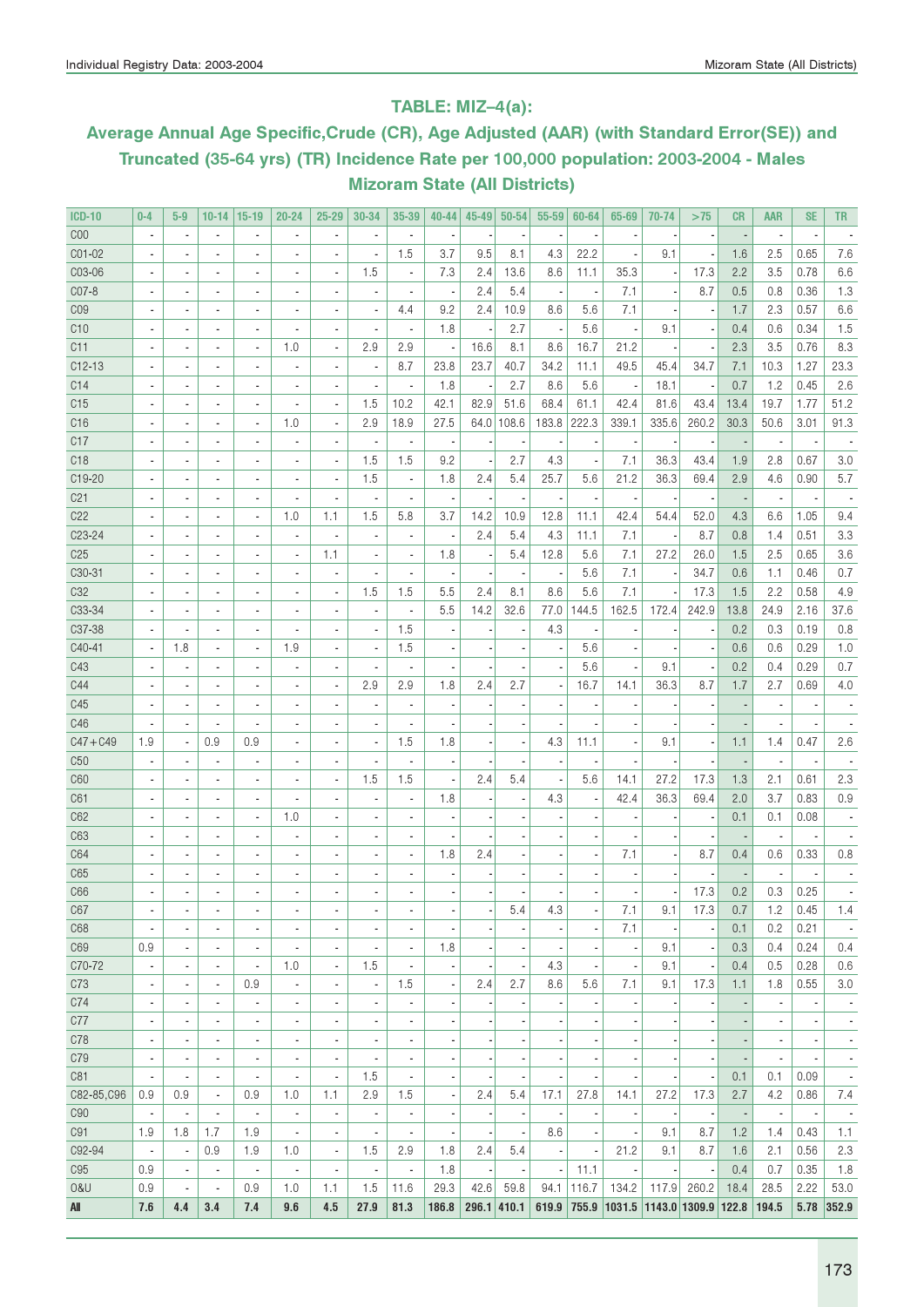## TABLE: MIZ–4(a):

### Average Annual Age Specific,Crude (CR), Age Adjusted (AAR) (with Standard Error(SE)) and Truncated (35-64 yrs) (TR) Incidence Rate per 100,000 population: 2003-2004 - Males Mizoram State (All Districts)

| ICD-10 | 0-4 | 5-9 | 10-14 | 15-19 | 20-24 | 25-29 | 30-34 | 35-39 | 40-44 | 45-49 | 50-54 | 55-59 | 60-64 | 65-69 | 70-74 | >75 | CR | AAR | SE | TR |
|---|---|---|---|---|---|---|---|---|---|---|---|---|---|---|---|---|---|---|---|---|
| C00 | - | - | - | - | - | - | - | - | - | - | - | - | - | - | - | - | - | - | - | - |
| C01-02 | - | - | - | - | - | - | - | 1.5 | 3.7 | 9.5 | 8.1 | 4.3 | 22.2 | - | 9.1 | - | 1.6 | 2.5 | 0.65 | 7.6 |
| C03-06 | - | - | - | - | - | - | 1.5 | - | 7.3 | 2.4 | 13.6 | 8.6 | 11.1 | 35.3 | - | 17.3 | 2.2 | 3.5 | 0.78 | 6.6 |
| C07-8 | - | - | - | - | - | - | - | - | - | 2.4 | 5.4 | - | - | 7.1 | - | 8.7 | 0.5 | 0.8 | 0.36 | 1.3 |
| C09 | - | - | - | - | - | - | - | 4.4 | 9.2 | 2.4 | 10.9 | 8.6 | 5.6 | 7.1 | - | - | 1.7 | 2.3 | 0.57 | 6.6 |
| C10 | - | - | - | - | - | - | - | - | 1.8 | - | 2.7 | - | 5.6 | - | 9.1 | - | 0.4 | 0.6 | 0.34 | 1.5 |
| C11 | - | - | - | - | 1.0 | - | 2.9 | 2.9 | - | 16.6 | 8.1 | 8.6 | 16.7 | 21.2 | - | - | 2.3 | 3.5 | 0.76 | 8.3 |
| C12-13 | - | - | - | - | - | - | - | 8.7 | 23.8 | 23.7 | 40.7 | 34.2 | 11.1 | 49.5 | 45.4 | 34.7 | 7.1 | 10.3 | 1.27 | 23.3 |
| C14 | - | - | - | - | - | - | - | - | 1.8 | - | 2.7 | 8.6 | 5.6 | - | 18.1 | - | 0.7 | 1.2 | 0.45 | 2.6 |
| C15 | - | - | - | - | - | - | 1.5 | 10.2 | 42.1 | 82.9 | 51.6 | 68.4 | 61.1 | 42.4 | 81.6 | 43.4 | 13.4 | 19.7 | 1.77 | 51.2 |
| C16 | - | - | - | - | 1.0 | - | 2.9 | 18.9 | 27.5 | 64.0 | 108.6 | 183.8 | 222.3 | 339.1 | 335.6 | 260.2 | 30.3 | 50.6 | 3.01 | 91.3 |
| C17 | - | - | - | - | - | - | - | - | - | - | - | - | - | - | - | - | - | - | - | - |
| C18 | - | - | - | - | - | - | 1.5 | 1.5 | 9.2 | - | 2.7 | 4.3 | - | 7.1 | 36.3 | 43.4 | 1.9 | 2.8 | 0.67 | 3.0 |
| C19-20 | - | - | - | - | - | - | 1.5 | - | 1.8 | 2.4 | 5.4 | 25.7 | 5.6 | 21.2 | 36.3 | 69.4 | 2.9 | 4.6 | 0.90 | 5.7 |
| C21 | - | - | - | - | - | - | - | - | - | - | - | - | - | - | - | - | - | - | - | - |
| C22 | - | - | - | - | 1.0 | 1.1 | 1.5 | 5.8 | 3.7 | 14.2 | 10.9 | 12.8 | 11.1 | 42.4 | 54.4 | 52.0 | 4.3 | 6.6 | 1.05 | 9.4 |
| C23-24 | - | - | - | - | - | - | - | - | - | 2.4 | 5.4 | 4.3 | 11.1 | 7.1 | - | 8.7 | 0.8 | 1.4 | 0.51 | 3.3 |
| C25 | - | - | - | - | - | 1.1 | - | - | 1.8 | - | 5.4 | 12.8 | 5.6 | 7.1 | 27.2 | 26.0 | 1.5 | 2.5 | 0.65 | 3.6 |
| C30-31 | - | - | - | - | - | - | - | - | - | - | - | - | 5.6 | 7.1 | - | 34.7 | 0.6 | 1.1 | 0.46 | 0.7 |
| C32 | - | - | - | - | - | - | 1.5 | 1.5 | 5.5 | 2.4 | 8.1 | 8.6 | 5.6 | 7.1 | - | 17.3 | 1.5 | 2.2 | 0.58 | 4.9 |
| C33-34 | - | - | - | - | - | - | - | - | 5.5 | 14.2 | 32.6 | 77.0 | 144.5 | 162.5 | 172.4 | 242.9 | 13.8 | 24.9 | 2.16 | 37.6 |
| C37-38 | - | - | - | - | - | - | - | 1.5 | - | - | - | 4.3 | - | - | - | - | 0.2 | 0.3 | 0.19 | 0.8 |
| C40-41 | - | 1.8 | - | - | 1.9 | - | - | 1.5 | - | - | - | - | 5.6 | - | - | - | 0.6 | 0.6 | 0.29 | 1.0 |
| C43 | - | - | - | - | - | - | - | - | - | - | - | - | 5.6 | - | 9.1 | - | 0.2 | 0.4 | 0.29 | 0.7 |
| C44 | - | - | - | - | - | - | 2.9 | 2.9 | 1.8 | 2.4 | 2.7 | - | 16.7 | 14.1 | 36.3 | 8.7 | 1.7 | 2.7 | 0.69 | 4.0 |
| C45 | - | - | - | - | - | - | - | - | - | - | - | - | - | - | - | - | - | - | - | - |
| C46 | - | - | - | - | - | - | - | - | - | - | - | - | - | - | - | - | - | - | - | - |
| C47+C49 | 1.9 | - | 0.9 | 0.9 | - | - | - | 1.5 | 1.8 | - | - | 4.3 | 11.1 | - | 9.1 | - | 1.1 | 1.4 | 0.47 | 2.6 |
| C50 | - | - | - | - | - | - | - | - | - | - | - | - | - | - | - | - | - | - | - | - |
| C60 | - | - | - | - | - | - | 1.5 | 1.5 | - | 2.4 | 5.4 | - | 5.6 | 14.1 | 27.2 | 17.3 | 1.3 | 2.1 | 0.61 | 2.3 |
| C61 | - | - | - | - | - | - | - | - | 1.8 | - | - | 4.3 | - | 42.4 | 36.3 | 69.4 | 2.0 | 3.7 | 0.83 | 0.9 |
| C62 | - | - | - | - | 1.0 | - | - | - | - | - | - | - | - | - | - | - | 0.1 | 0.1 | 0.08 | - |
| C63 | - | - | - | - | - | - | - | - | - | - | - | - | - | - | - | - | - | - | - | - |
| C64 | - | - | - | - | - | - | - | - | 1.8 | 2.4 | - | - | - | 7.1 | - | 8.7 | 0.4 | 0.6 | 0.33 | 0.8 |
| C65 | - | - | - | - | - | - | - | - | - | - | - | - | - | - | - | - | - | - | - | - |
| C66 | - | - | - | - | - | - | - | - | - | - | - | - | - | - | - | 17.3 | 0.2 | 0.3 | 0.25 | - |
| C67 | - | - | - | - | - | - | - | - | - | - | 5.4 | 4.3 | - | 7.1 | 9.1 | 17.3 | 0.7 | 1.2 | 0.45 | 1.4 |
| C68 | - | - | - | - | - | - | - | - | - | - | - | - | - | 7.1 | - | - | 0.1 | 0.2 | 0.21 | - |
| C69 | 0.9 | - | - | - | - | - | - | - | 1.8 | - | - | - | - | - | 9.1 | - | 0.3 | 0.4 | 0.24 | 0.4 |
| C70-72 | - | - | - | - | 1.0 | - | 1.5 | - | - | - | - | 4.3 | - | - | 9.1 | - | 0.4 | 0.5 | 0.28 | 0.6 |
| C73 | - | - | - | 0.9 | - | - | - | 1.5 | - | 2.4 | 2.7 | 8.6 | 5.6 | 7.1 | 9.1 | 17.3 | 1.1 | 1.8 | 0.55 | 3.0 |
| C74 | - | - | - | - | - | - | - | - | - | - | - | - | - | - | - | - | - | - | - | - |
| C77 | - | - | - | - | - | - | - | - | - | - | - | - | - | - | - | - | - | - | - | - |
| C78 | - | - | - | - | - | - | - | - | - | - | - | - | - | - | - | - | - | - | - | - |
| C79 | - | - | - | - | - | - | - | - | - | - | - | - | - | - | - | - | - | - | - | - |
| C81 | - | - | - | - | - | - | 1.5 | - | - | - | - | - | - | - | - | - | 0.1 | 0.1 | 0.09 | - |
| C82-85,C96 | 0.9 | 0.9 | - | 0.9 | 1.0 | 1.1 | 2.9 | 1.5 | - | 2.4 | 5.4 | 17.1 | 27.8 | 14.1 | 27.2 | 17.3 | 2.7 | 4.2 | 0.86 | 7.4 |
| C90 | - | - | - | - | - | - | - | - | - | - | - | - | - | - | - | - | - | - | - | - |
| C91 | 1.9 | 1.8 | 1.7 | 1.9 | - | - | - | - | - | - | - | 8.6 | - | - | 9.1 | 8.7 | 1.2 | 1.4 | 0.43 | 1.1 |
| C92-94 | - | - | 0.9 | 1.9 | 1.0 | - | 1.5 | 2.9 | 1.8 | 2.4 | 5.4 | - | - | 21.2 | 9.1 | 8.7 | 1.6 | 2.1 | 0.56 | 2.3 |
| C95 | 0.9 | - | - | - | - | - | - | - | 1.8 | - | - | - | 11.1 | - | - | - | 0.4 | 0.7 | 0.35 | 1.8 |
| O&U | 0.9 | - | - | 0.9 | 1.0 | 1.1 | 1.5 | 11.6 | 29.3 | 42.6 | 59.8 | 94.1 | 116.7 | 134.2 | 117.9 | 260.2 | 18.4 | 28.5 | 2.22 | 53.0 |
| **All** | **7.6** | **4.4** | **3.4** | **7.4** | **9.6** | **4.5** | **27.9** | **81.3** | **186.8** | **296.1** | **410.1** | **619.9** | **755.9** | **1031.5** | **1143.0** | **1309.9** | **122.8** | **194.5** | **5.78** | **352.9** |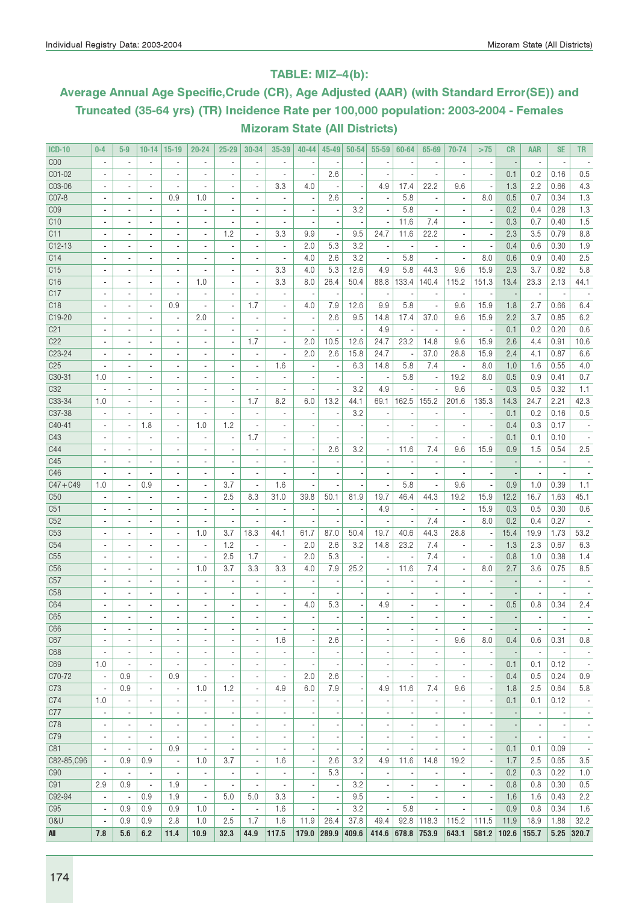## TABLE: MIZ–4(b):

## Average Annual Age Specific,Crude (CR), Age Adjusted (AAR) (with Standard Error(SE)) and Truncated (35-64 yrs) (TR) Incidence Rate per 100,000 population: 2003-2004 - Females Mizoram State (All Districts)

| ICD-10 | 0-4 | 5-9 | 10-14 | 15-19 | 20-24 | 25-29 | 30-34 | 35-39 | 40-44 | 45-49 | 50-54 | 55-59 | 60-64 | 65-69 | 70-74 | >75 | CR | AAR | SE | TR |
|---|---|---|---|---|---|---|---|---|---|---|---|---|---|---|---|---|---|---|---|---|
| C00 | - | - | - | - | - | - | - | - | - | - | - | - | - | - | - | - | - | - | - | - |
| C01-02 | - | - | - | - | - | - | - | - | - | 2.6 | - | - | - | - | - | - | 0.1 | 0.2 | 0.16 | 0.5 |
| C03-06 | - | - | - | - | - | - | - | 3.3 | 4.0 | - | - | 4.9 | 17.4 | 22.2 | 9.6 | - | 1.3 | 2.2 | 0.66 | 4.3 |
| C07-8 | - | - | - | 0.9 | 1.0 | - | - | - | - | 2.6 | - | - | 5.8 | - | - | 8.0 | 0.5 | 0.7 | 0.34 | 1.3 |
| C09 | - | - | - | - | - | - | - | - | - | - | 3.2 | - | 5.8 | - | - | - | 0.2 | 0.4 | 0.28 | 1.3 |
| C10 | - | - | - | - | - | - | - | - | - | - | - | - | 11.6 | 7.4 | - | - | 0.3 | 0.7 | 0.40 | 1.5 |
| C11 | - | - | - | - | - | 1.2 | - | 3.3 | 9.9 | - | 9.5 | 24.7 | 11.6 | 22.2 | - | - | 2.3 | 3.5 | 0.79 | 8.8 |
| C12-13 | - | - | - | - | - | - | - | - | 2.0 | 5.3 | 3.2 | - | - | - | - | - | 0.4 | 0.6 | 0.30 | 1.9 |
| C14 | - | - | - | - | - | - | - | - | 4.0 | 2.6 | 3.2 | - | 5.8 | - | - | 8.0 | 0.6 | 0.9 | 0.40 | 2.5 |
| C15 | - | - | - | - | - | - | - | 3.3 | 4.0 | 5.3 | 12.6 | 4.9 | 5.8 | 44.3 | 9.6 | 15.9 | 2.3 | 3.7 | 0.82 | 5.8 |
| C16 | - | - | - | - | 1.0 | - | - | 3.3 | 8.0 | 26.4 | 50.4 | 88.8 | 133.4 | 140.4 | 115.2 | 151.3 | 13.4 | 23.3 | 2.13 | 44.1 |
| C17 | - | - | - | - | - | - | - | - | - | - | - | - | - | - | - | - | - | - | - | - |
| C18 | - | - | - | 0.9 | - | - | 1.7 | - | 4.0 | 7.9 | 12.6 | 9.9 | 5.8 | - | 9.6 | 15.9 | 1.8 | 2.7 | 0.66 | 6.4 |
| C19-20 | - | - | - | - | 2.0 | - | - | - | - | 2.6 | 9.5 | 14.8 | 17.4 | 37.0 | 9.6 | 15.9 | 2.2 | 3.7 | 0.85 | 6.2 |
| C21 | - | - | - | - | - | - | - | - | - | - | - | 4.9 | - | - | - | - | 0.1 | 0.2 | 0.20 | 0.6 |
| C22 | - | - | - | - | - | - | 1.7 | - | 2.0 | 10.5 | 12.6 | 24.7 | 23.2 | 14.8 | 9.6 | 15.9 | 2.6 | 4.4 | 0.91 | 10.6 |
| C23-24 | - | - | - | - | - | - | - | - | 2.0 | 2.6 | 15.8 | 24.7 | - | 37.0 | 28.8 | 15.9 | 2.4 | 4.1 | 0.87 | 6.6 |
| C25 | - | - | - | - | - | - | - | 1.6 | - | - | 6.3 | 14.8 | 5.8 | 7.4 | - | 8.0 | 1.0 | 1.6 | 0.55 | 4.0 |
| C30-31 | 1.0 | - | - | - | - | - | - | - | - | - | - | - | 5.8 | - | 19.2 | 8.0 | 0.5 | 0.9 | 0.41 | 0.7 |
| C32 | - | - | - | - | - | - | - | - | - | - | 3.2 | 4.9 | - | - | 9.6 | - | 0.3 | 0.5 | 0.32 | 1.1 |
| C33-34 | 1.0 | - | - | - | - | - | 1.7 | 8.2 | 6.0 | 13.2 | 44.1 | 69.1 | 162.5 | 155.2 | 201.6 | 135.3 | 14.3 | 24.7 | 2.21 | 42.3 |
| C37-38 | - | - | - | - | - | - | - | - | - | - | 3.2 | - | - | - | - | - | 0.1 | 0.2 | 0.16 | 0.5 |
| C40-41 | - | - | 1.8 | - | 1.0 | 1.2 | - | - | - | - | - | - | - | - | - | - | 0.4 | 0.3 | 0.17 | - |
| C43 | - | - | - | - | - | - | 1.7 | - | - | - | - | - | - | - | - | - | 0.1 | 0.1 | 0.10 | - |
| C44 | - | - | - | - | - | - | - | - | - | 2.6 | 3.2 | - | 11.6 | 7.4 | 9.6 | 15.9 | 0.9 | 1.5 | 0.54 | 2.5 |
| C45 | - | - | - | - | - | - | - | - | - | - | - | - | - | - | - | - | - | - | - | - |
| C46 | - | - | - | - | - | - | - | - | - | - | - | - | - | - | - | - | - | - | - | - |
| C47+C49 | 1.0 | - | 0.9 | - | - | 3.7 | - | 1.6 | - | - | - | - | 5.8 | - | 9.6 | - | 0.9 | 1.0 | 0.39 | 1.1 |
| C50 | - | - | - | - | - | 2.5 | 8.3 | 31.0 | 39.8 | 50.1 | 81.9 | 19.7 | 46.4 | 44.3 | 19.2 | 15.9 | 12.2 | 16.7 | 1.63 | 45.1 |
| C51 | - | - | - | - | - | - | - | - | - | - | - | 4.9 | - | - | - | 15.9 | 0.3 | 0.5 | 0.30 | 0.6 |
| C52 | - | - | - | - | - | - | - | - | - | - | - | - | - | 7.4 | - | 8.0 | 0.2 | 0.4 | 0.27 | - |
| C53 | - | - | - | - | 1.0 | 3.7 | 18.3 | 44.1 | 61.7 | 87.0 | 50.4 | 19.7 | 40.6 | 44.3 | 28.8 | - | 15.4 | 19.9 | 1.73 | 53.2 |
| C54 | - | - | - | - | - | 1.2 | - | - | 2.0 | 2.6 | 3.2 | 14.8 | 23.2 | 7.4 | - | - | 1.3 | 2.3 | 0.67 | 6.3 |
| C55 | - | - | - | - | - | 2.5 | 1.7 | - | 2.0 | 5.3 | - | - | - | 7.4 | - | - | 0.8 | 1.0 | 0.38 | 1.4 |
| C56 | - | - | - | - | 1.0 | 3.7 | 3.3 | 3.3 | 4.0 | 7.9 | 25.2 | - | 11.6 | 7.4 | - | 8.0 | 2.7 | 3.6 | 0.75 | 8.5 |
| C57 | - | - | - | - | - | - | - | - | - | - | - | - | - | - | - | - | - | - | - | - |
| C58 | - | - | - | - | - | - | - | - | - | - | - | - | - | - | - | - | - | - | - | - |
| C64 | - | - | - | - | - | - | - | - | 4.0 | 5.3 | - | 4.9 | - | - | - | - | 0.5 | 0.8 | 0.34 | 2.4 |
| C65 | - | - | - | - | - | - | - | - | - | - | - | - | - | - | - | - | - | - | - | - |
| C66 | - | - | - | - | - | - | - | - | - | - | - | - | - | - | - | - | - | - | - | - |
| C67 | - | - | - | - | - | - | - | 1.6 | - | 2.6 | - | - | - | - | 9.6 | 8.0 | 0.4 | 0.6 | 0.31 | 0.8 |
| C68 | - | - | - | - | - | - | - | - | - | - | - | - | - | - | - | - | - | - | - | - |
| C69 | 1.0 | - | - | - | - | - | - | - | - | - | - | - | - | - | - | - | 0.1 | 0.1 | 0.12 | - |
| C70-72 | - | 0.9 | - | 0.9 | - | - | - | - | 2.0 | 2.6 | - | - | - | - | - | - | 0.4 | 0.5 | 0.24 | 0.9 |
| C73 | - | 0.9 | - | - | 1.0 | 1.2 | - | 4.9 | 6.0 | 7.9 | - | 4.9 | 11.6 | 7.4 | 9.6 | - | 1.8 | 2.5 | 0.64 | 5.8 |
| C74 | 1.0 | - | - | - | - | - | - | - | - | - | - | - | - | - | - | - | 0.1 | 0.1 | 0.12 | - |
| C77 | - | - | - | - | - | - | - | - | - | - | - | - | - | - | - | - | - | - | - | - |
| C78 | - | - | - | - | - | - | - | - | - | - | - | - | - | - | - | - | - | - | - | - |
| C79 | - | - | - | - | - | - | - | - | - | - | - | - | - | - | - | - | - | - | - | - |
| C81 | - | - | - | 0.9 | - | - | - | - | - | - | - | - | - | - | - | - | 0.1 | 0.1 | 0.09 | - |
| C82-85,C96 | - | 0.9 | 0.9 | - | 1.0 | 3.7 | - | 1.6 | - | 2.6 | 3.2 | 4.9 | 11.6 | 14.8 | 19.2 | - | 1.7 | 2.5 | 0.65 | 3.5 |
| C90 | - | - | - | - | - | - | - | - | - | 5.3 | - | - | - | - | - | - | 0.2 | 0.3 | 0.22 | 1.0 |
| C91 | 2.9 | 0.9 | - | 1.9 | - | - | - | - | - | - | 3.2 | - | - | - | - | - | 0.8 | 0.8 | 0.30 | 0.5 |
| C92-94 | - | - | 0.9 | 1.9 | - | 5.0 | 5.0 | 3.3 | - | - | 9.5 | - | - | - | - | - | 1.6 | 1.6 | 0.43 | 2.2 |
| C95 | - | 0.9 | 0.9 | 0.9 | 1.0 | - | - | 1.6 | - | - | 3.2 | - | 5.8 | - | - | - | 0.9 | 0.8 | 0.34 | 1.6 |
| O&U | - | 0.9 | 0.9 | 2.8 | 1.0 | 2.5 | 1.7 | 1.6 | 11.9 | 26.4 | 37.8 | 49.4 | 92.8 | 118.3 | 115.2 | 111.5 | 11.9 | 18.9 | 1.88 | 32.2 |
| **All** | **7.8** | **5.6** | **6.2** | **11.4** | **10.9** | **32.3** | **44.9** | **117.5** | **179.0** | **289.9** | **409.6** | **414.6** | **678.8** | **753.9** | **643.1** | **581.2** | **102.6** | **155.7** | **5.25** | **320.7** |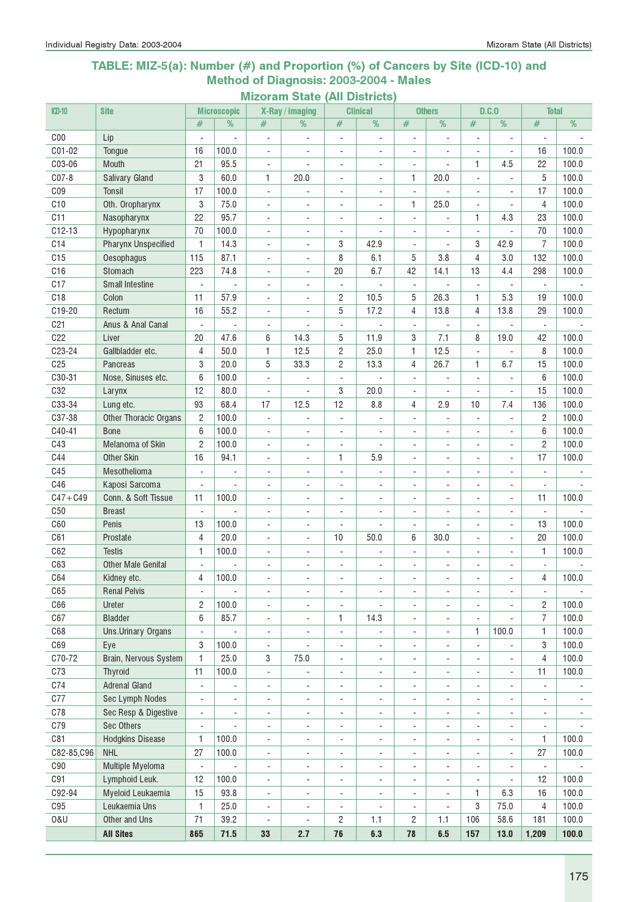## TABLE: MIZ-5(a): Number (#) and Proportion (%) of Cancers by Site (ICD-10) and Method of Diagnosis: 2003-2004 - Males

### Mizoram State (All Districts)

| ICD-10 | Site | Microscopic | | X-Ray / imaging | | Clinical | | Others | | D.C.O | | Total | |
|---|---|---|---|---|---|---|---|---|---|---|---|---|---|
| | | # | % | # | % | # | % | # | % | # | % | # | % |
| C00 | Lip | - | - | - | - | - | - | - | - | - | - | - | - |
| C01-02 | Tongue | 16 | 100.0 | - | - | - | - | - | - | - | - | 16 | 100.0 |
| C03-06 | Mouth | 21 | 95.5 | - | - | - | - | - | - | 1 | 4.5 | 22 | 100.0 |
| C07-8 | Salivary Gland | 3 | 60.0 | 1 | 20.0 | - | - | 1 | 20.0 | - | - | 5 | 100.0 |
| C09 | Tonsil | 17 | 100.0 | - | - | - | - | - | - | - | - | 17 | 100.0 |
| C10 | Oth. Oropharynx | 3 | 75.0 | - | - | - | - | 1 | 25.0 | - | - | 4 | 100.0 |
| C11 | Nasopharynx | 22 | 95.7 | - | - | - | - | - | - | 1 | 4.3 | 23 | 100.0 |
| C12-13 | Hypopharynx | 70 | 100.0 | - | - | - | - | - | - | - | - | 70 | 100.0 |
| C14 | Pharynx Unspecified | 1 | 14.3 | - | - | 3 | 42.9 | - | - | 3 | 42.9 | 7 | 100.0 |
| C15 | Oesophagus | 115 | 87.1 | - | - | 8 | 6.1 | 5 | 3.8 | 4 | 3.0 | 132 | 100.0 |
| C16 | Stomach | 223 | 74.8 | - | - | 20 | 6.7 | 42 | 14.1 | 13 | 4.4 | 298 | 100.0 |
| C17 | Small Intestine | - | - | - | - | - | - | - | - | - | - | - | - |
| C18 | Colon | 11 | 57.9 | - | - | 2 | 10.5 | 5 | 26.3 | 1 | 5.3 | 19 | 100.0 |
| C19-20 | Rectum | 16 | 55.2 | - | - | 5 | 17.2 | 4 | 13.8 | 4 | 13.8 | 29 | 100.0 |
| C21 | Anus & Anal Canal | - | - | - | - | - | - | - | - | - | - | - | - |
| C22 | Liver | 20 | 47.6 | 6 | 14.3 | 5 | 11.9 | 3 | 7.1 | 8 | 19.0 | 42 | 100.0 |
| C23-24 | Gallbladder etc. | 4 | 50.0 | 1 | 12.5 | 2 | 25.0 | 1 | 12.5 | - | - | 8 | 100.0 |
| C25 | Pancreas | 3 | 20.0 | 5 | 33.3 | 2 | 13.3 | 4 | 26.7 | 1 | 6.7 | 15 | 100.0 |
| C30-31 | Nose, Sinuses etc. | 6 | 100.0 | - | - | - | - | - | - | - | - | 6 | 100.0 |
| C32 | Larynx | 12 | 80.0 | - | - | 3 | 20.0 | - | - | - | - | 15 | 100.0 |
| C33-34 | Lung etc. | 93 | 68.4 | 17 | 12.5 | 12 | 8.8 | 4 | 2.9 | 10 | 7.4 | 136 | 100.0 |
| C37-38 | Other Thoracic Organs | 2 | 100.0 | - | - | - | - | - | - | - | - | 2 | 100.0 |
| C40-41 | Bone | 6 | 100.0 | - | - | - | - | - | - | - | - | 6 | 100.0 |
| C43 | Melanoma of Skin | 2 | 100.0 | - | - | - | - | - | - | - | - | 2 | 100.0 |
| C44 | Other Skin | 16 | 94.1 | - | - | 1 | 5.9 | - | - | - | - | 17 | 100.0 |
| C45 | Mesothelioma | - | - | - | - | - | - | - | - | - | - | - | - |
| C46 | Kaposi Sarcoma | - | - | - | - | - | - | - | - | - | - | - | - |
| C47+C49 | Conn. & Soft Tissue | 11 | 100.0 | - | - | - | - | - | - | - | - | 11 | 100.0 |
| C50 | Breast | - | - | - | - | - | - | - | - | - | - | - | - |
| C60 | Penis | 13 | 100.0 | - | - | - | - | - | - | - | - | 13 | 100.0 |
| C61 | Prostate | 4 | 20.0 | - | - | 10 | 50.0 | 6 | 30.0 | - | - | 20 | 100.0 |
| C62 | Testis | 1 | 100.0 | - | - | - | - | - | - | - | - | 1 | 100.0 |
| C63 | Other Male Genital | - | - | - | - | - | - | - | - | - | - | - | - |
| C64 | Kidney etc. | 4 | 100.0 | - | - | - | - | - | - | - | - | 4 | 100.0 |
| C65 | Renal Pelvis | - | - | - | - | - | - | - | - | - | - | - | - |
| C66 | Ureter | 2 | 100.0 | - | - | - | - | - | - | - | - | 2 | 100.0 |
| C67 | Bladder | 6 | 85.7 | - | - | 1 | 14.3 | - | - | - | - | 7 | 100.0 |
| C68 | Uns.Urinary Organs | - | - | - | - | - | - | - | - | 1 | 100.0 | 1 | 100.0 |
| C69 | Eye | 3 | 100.0 | - | - | - | - | - | - | - | - | 3 | 100.0 |
| C70-72 | Brain, Nervous System | 1 | 25.0 | 3 | 75.0 | - | - | - | - | - | - | 4 | 100.0 |
| C73 | Thyroid | 11 | 100.0 | - | - | - | - | - | - | - | - | 11 | 100.0 |
| C74 | Adrenal Gland | - | - | - | - | - | - | - | - | - | - | - | - |
| C77 | Sec Lymph Nodes | - | - | - | - | - | - | - | - | - | - | - | - |
| C78 | Sec Resp & Digestive | - | - | - | - | - | - | - | - | - | - | - | - |
| C79 | Sec Others | - | - | - | - | - | - | - | - | - | - | - | - |
| C81 | Hodgkins Disease | 1 | 100.0 | - | - | - | - | - | - | - | - | 1 | 100.0 |
| C82-85,C96 | NHL | 27 | 100.0 | - | - | - | - | - | - | - | - | 27 | 100.0 |
| C90 | Multiple Myeloma | - | - | - | - | - | - | - | - | - | - | - | - |
| C91 | Lymphoid Leuk. | 12 | 100.0 | - | - | - | - | - | - | - | - | 12 | 100.0 |
| C92-94 | Myeloid Leukaemia | 15 | 93.8 | - | - | - | - | - | - | 1 | 6.3 | 16 | 100.0 |
| C95 | Leukaemia Uns | 1 | 25.0 | - | - | - | - | - | - | 3 | 75.0 | 4 | 100.0 |
| O&U | Other and Uns | 71 | 39.2 | - | - | 2 | 1.1 | 2 | 1.1 | 106 | 58.6 | 181 | 100.0 |
| | **All Sites** | **865** | **71.5** | **33** | **2.7** | **76** | **6.3** | **78** | **6.5** | **157** | **13.0** | **1,209** | **100.0** |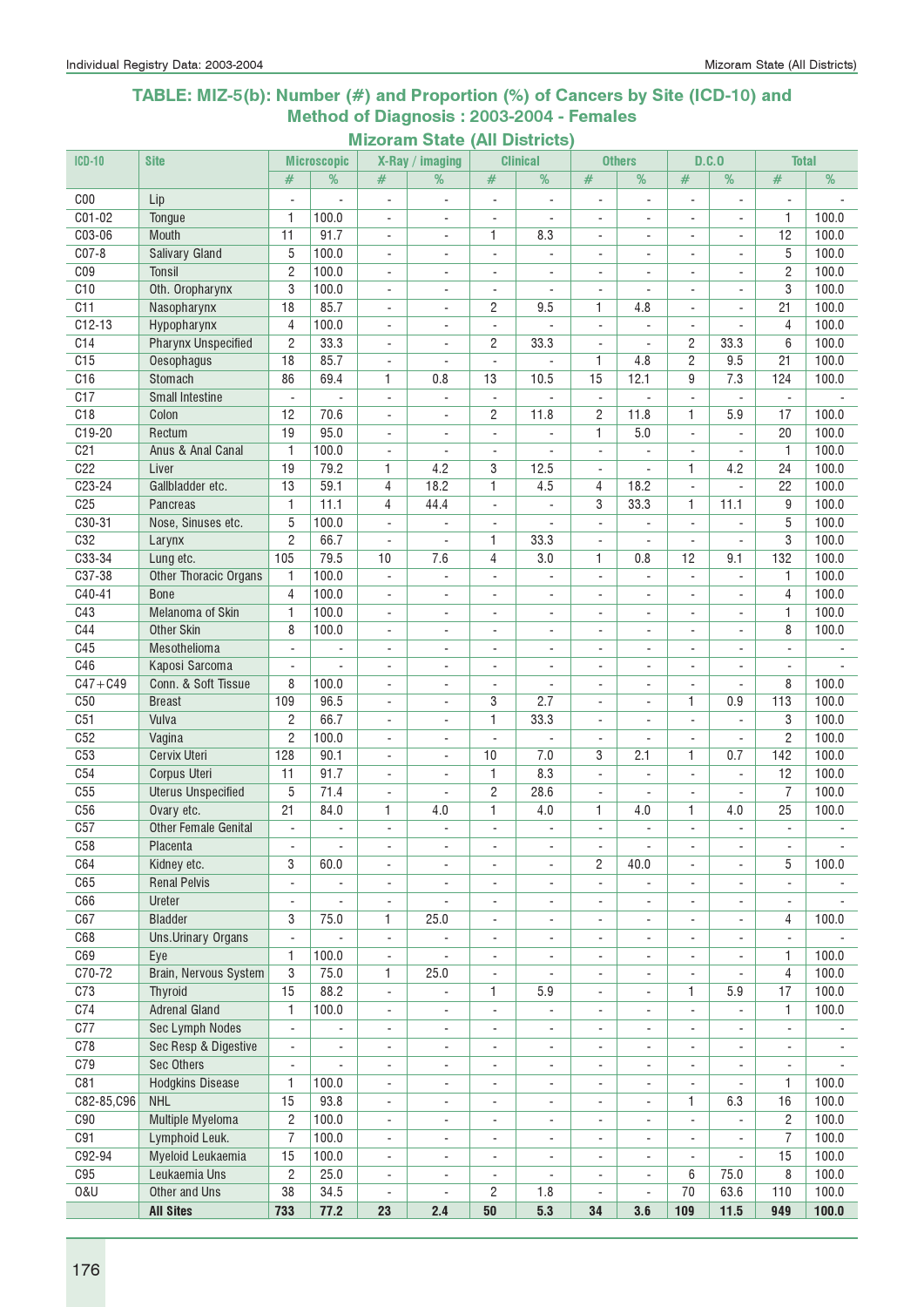## TABLE: MIZ-5(b): Number (#) and Proportion (%) of Cancers by Site (ICD-10) and Method of Diagnosis : 2003-2004 - Females

### Mizoram State (All Districts)

| ICD-10 | Site | Microscopic | | X-Ray / imaging | | Clinical | | Others | | D.C.O | | Total | |
|---|---|---|---|---|---|---|---|---|---|---|---|---|---|
| | | # | % | # | % | # | % | # | % | # | % | # | % |
| C00 | Lip | - | - | - | - | - | - | - | - | - | - | - | - |
| C01-02 | Tongue | 1 | 100.0 | - | - | - | - | - | - | - | - | 1 | 100.0 |
| C03-06 | Mouth | 11 | 91.7 | - | - | 1 | 8.3 | - | - | - | - | 12 | 100.0 |
| C07-8 | Salivary Gland | 5 | 100.0 | - | - | - | - | - | - | - | - | 5 | 100.0 |
| C09 | Tonsil | 2 | 100.0 | - | - | - | - | - | - | - | - | 2 | 100.0 |
| C10 | Oth. Oropharynx | 3 | 100.0 | - | - | - | - | - | - | - | - | 3 | 100.0 |
| C11 | Nasopharynx | 18 | 85.7 | - | - | 2 | 9.5 | 1 | 4.8 | - | - | 21 | 100.0 |
| C12-13 | Hypopharynx | 4 | 100.0 | - | - | - | - | - | - | - | - | 4 | 100.0 |
| C14 | Pharynx Unspecified | 2 | 33.3 | - | - | 2 | 33.3 | - | - | 2 | 33.3 | 6 | 100.0 |
| C15 | Oesophagus | 18 | 85.7 | - | - | - | - | 1 | 4.8 | 2 | 9.5 | 21 | 100.0 |
| C16 | Stomach | 86 | 69.4 | 1 | 0.8 | 13 | 10.5 | 15 | 12.1 | 9 | 7.3 | 124 | 100.0 |
| C17 | Small Intestine | - | - | - | - | - | - | - | - | - | - | - | - |
| C18 | Colon | 12 | 70.6 | - | - | 2 | 11.8 | 2 | 11.8 | 1 | 5.9 | 17 | 100.0 |
| C19-20 | Rectum | 19 | 95.0 | - | - | - | - | 1 | 5.0 | - | - | 20 | 100.0 |
| C21 | Anus & Anal Canal | 1 | 100.0 | - | - | - | - | - | - | - | - | 1 | 100.0 |
| C22 | Liver | 19 | 79.2 | 1 | 4.2 | 3 | 12.5 | - | - | 1 | 4.2 | 24 | 100.0 |
| C23-24 | Gallbladder etc. | 13 | 59.1 | 4 | 18.2 | 1 | 4.5 | 4 | 18.2 | - | - | 22 | 100.0 |
| C25 | Pancreas | 1 | 11.1 | 4 | 44.4 | - | - | 3 | 33.3 | 1 | 11.1 | 9 | 100.0 |
| C30-31 | Nose, Sinuses etc. | 5 | 100.0 | - | - | - | - | - | - | - | - | 5 | 100.0 |
| C32 | Larynx | 2 | 66.7 | - | - | 1 | 33.3 | - | - | - | - | 3 | 100.0 |
| C33-34 | Lung etc. | 105 | 79.5 | 10 | 7.6 | 4 | 3.0 | 1 | 0.8 | 12 | 9.1 | 132 | 100.0 |
| C37-38 | Other Thoracic Organs | 1 | 100.0 | - | - | - | - | - | - | - | - | 1 | 100.0 |
| C40-41 | Bone | 4 | 100.0 | - | - | - | - | - | - | - | - | 4 | 100.0 |
| C43 | Melanoma of Skin | 1 | 100.0 | - | - | - | - | - | - | - | - | 1 | 100.0 |
| C44 | Other Skin | 8 | 100.0 | - | - | - | - | - | - | - | - | 8 | 100.0 |
| C45 | Mesothelioma | - | - | - | - | - | - | - | - | - | - | - | - |
| C46 | Kaposi Sarcoma | - | - | - | - | - | - | - | - | - | - | - | - |
| C47+C49 | Conn. & Soft Tissue | 8 | 100.0 | - | - | - | - | - | - | - | - | 8 | 100.0 |
| C50 | Breast | 109 | 96.5 | - | - | 3 | 2.7 | - | - | 1 | 0.9 | 113 | 100.0 |
| C51 | Vulva | 2 | 66.7 | - | - | 1 | 33.3 | - | - | - | - | 3 | 100.0 |
| C52 | Vagina | 2 | 100.0 | - | - | - | - | - | - | - | - | 2 | 100.0 |
| C53 | Cervix Uteri | 128 | 90.1 | - | - | 10 | 7.0 | 3 | 2.1 | 1 | 0.7 | 142 | 100.0 |
| C54 | Corpus Uteri | 11 | 91.7 | - | - | 1 | 8.3 | - | - | - | - | 12 | 100.0 |
| C55 | Uterus Unspecified | 5 | 71.4 | - | - | 2 | 28.6 | - | - | - | - | 7 | 100.0 |
| C56 | Ovary etc. | 21 | 84.0 | 1 | 4.0 | 1 | 4.0 | 1 | 4.0 | 1 | 4.0 | 25 | 100.0 |
| C57 | Other Female Genital | - | - | - | - | - | - | - | - | - | - | - | - |
| C58 | Placenta | - | - | - | - | - | - | - | - | - | - | - | - |
| C64 | Kidney etc. | 3 | 60.0 | - | - | - | - | 2 | 40.0 | - | - | 5 | 100.0 |
| C65 | Renal Pelvis | - | - | - | - | - | - | - | - | - | - | - | - |
| C66 | Ureter | - | - | - | - | - | - | - | - | - | - | - | - |
| C67 | Bladder | 3 | 75.0 | 1 | 25.0 | - | - | - | - | - | - | 4 | 100.0 |
| C68 | Uns.Urinary Organs | - | - | - | - | - | - | - | - | - | - | - | - |
| C69 | Eye | 1 | 100.0 | - | - | - | - | - | - | - | - | 1 | 100.0 |
| C70-72 | Brain, Nervous System | 3 | 75.0 | 1 | 25.0 | - | - | - | - | - | - | 4 | 100.0 |
| C73 | Thyroid | 15 | 88.2 | - | - | 1 | 5.9 | - | - | 1 | 5.9 | 17 | 100.0 |
| C74 | Adrenal Gland | 1 | 100.0 | - | - | - | - | - | - | - | - | 1 | 100.0 |
| C77 | Sec Lymph Nodes | - | - | - | - | - | - | - | - | - | - | - | - |
| C78 | Sec Resp & Digestive | - | - | - | - | - | - | - | - | - | - | - | - |
| C79 | Sec Others | - | - | - | - | - | - | - | - | - | - | - | - |
| C81 | Hodgkins Disease | 1 | 100.0 | - | - | - | - | - | - | - | - | 1 | 100.0 |
| C82-85,C96 | NHL | 15 | 93.8 | - | - | - | - | - | - | 1 | 6.3 | 16 | 100.0 |
| C90 | Multiple Myeloma | 2 | 100.0 | - | - | - | - | - | - | - | - | 2 | 100.0 |
| C91 | Lymphoid Leuk. | 7 | 100.0 | - | - | - | - | - | - | - | - | 7 | 100.0 |
| C92-94 | Myeloid Leukaemia | 15 | 100.0 | - | - | - | - | - | - | - | - | 15 | 100.0 |
| C95 | Leukaemia Uns | 2 | 25.0 | - | - | - | - | - | - | 6 | 75.0 | 8 | 100.0 |
| O&U | Other and Uns | 38 | 34.5 | - | - | 2 | 1.8 | - | - | 70 | 63.6 | 110 | 100.0 |
| | **All Sites** | **733** | **77.2** | **23** | **2.4** | **50** | **5.3** | **34** | **3.6** | **109** | **11.5** | **949** | **100.0** |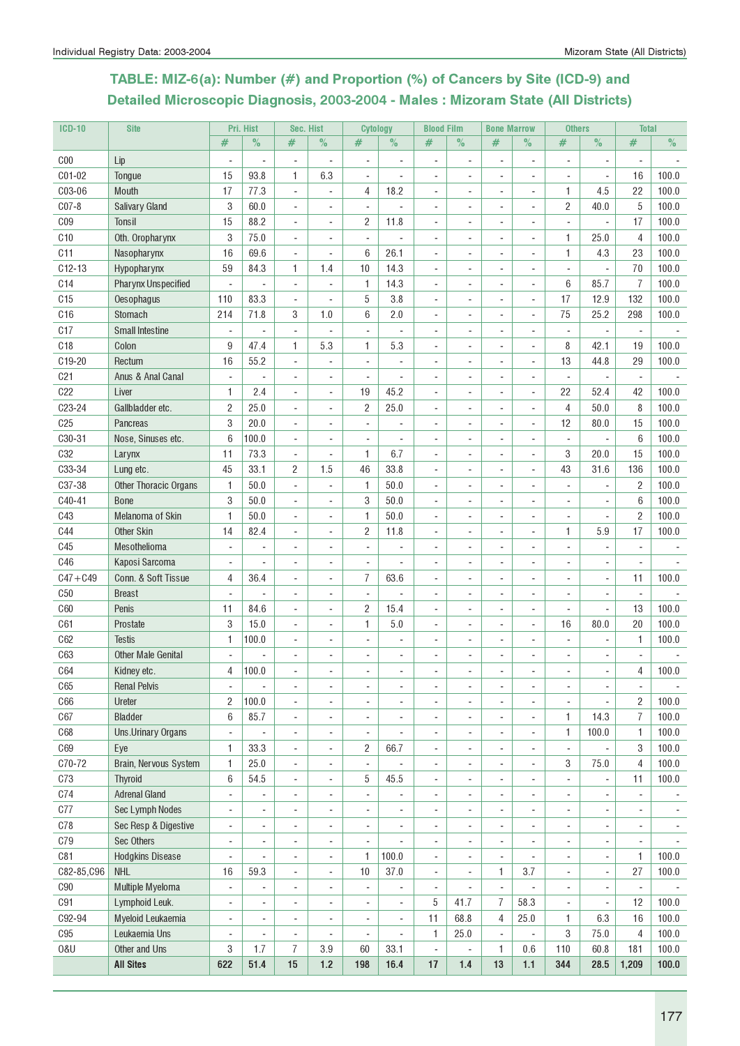## TABLE: MIZ-6(a): Number (#) and Proportion (%) of Cancers by Site (ICD-9) and Detailed Microscopic Diagnosis, 2003-2004 - Males : Mizoram State (All Districts)

| ICD-10 | Site | Pri. Hist | | Sec. Hist | | Cytology | | Blood Film | | Bone Marrow | | Others | | Total | |
|---|---|---|---|---|---|---|---|---|---|---|---|---|---|---|---|
| | | # | % | # | % | # | % | # | % | # | % | # | % | # | % |
| C00 | Lip | - | - | - | - | - | - | - | - | - | - | - | - | - | - |
| C01-02 | Tongue | 15 | 93.8 | 1 | 6.3 | - | - | - | - | - | - | - | - | 16 | 100.0 |
| C03-06 | Mouth | 17 | 77.3 | - | - | 4 | 18.2 | - | - | - | - | 1 | 4.5 | 22 | 100.0 |
| C07-8 | Salivary Gland | 3 | 60.0 | - | - | - | - | - | - | - | - | 2 | 40.0 | 5 | 100.0 |
| C09 | Tonsil | 15 | 88.2 | - | - | 2 | 11.8 | - | - | - | - | - | - | 17 | 100.0 |
| C10 | Oth. Oropharynx | 3 | 75.0 | - | - | - | - | - | - | - | - | 1 | 25.0 | 4 | 100.0 |
| C11 | Nasopharynx | 16 | 69.6 | - | - | 6 | 26.1 | - | - | - | - | 1 | 4.3 | 23 | 100.0 |
| C12-13 | Hypopharynx | 59 | 84.3 | 1 | 1.4 | 10 | 14.3 | - | - | - | - | - | - | 70 | 100.0 |
| C14 | Pharynx Unspecified | - | - | - | - | 1 | 14.3 | - | - | - | - | 6 | 85.7 | 7 | 100.0 |
| C15 | Oesophagus | 110 | 83.3 | - | - | 5 | 3.8 | - | - | - | - | 17 | 12.9 | 132 | 100.0 |
| C16 | Stomach | 214 | 71.8 | 3 | 1.0 | 6 | 2.0 | - | - | - | - | 75 | 25.2 | 298 | 100.0 |
| C17 | Small Intestine | - | - | - | - | - | - | - | - | - | - | - | - | - | - |
| C18 | Colon | 9 | 47.4 | 1 | 5.3 | 1 | 5.3 | - | - | - | - | 8 | 42.1 | 19 | 100.0 |
| C19-20 | Rectum | 16 | 55.2 | - | - | - | - | - | - | - | - | 13 | 44.8 | 29 | 100.0 |
| C21 | Anus & Anal Canal | - | - | - | - | - | - | - | - | - | - | - | - | - | - |
| C22 | Liver | 1 | 2.4 | - | - | 19 | 45.2 | - | - | - | - | 22 | 52.4 | 42 | 100.0 |
| C23-24 | Gallbladder etc. | 2 | 25.0 | - | - | 2 | 25.0 | - | - | - | - | 4 | 50.0 | 8 | 100.0 |
| C25 | Pancreas | 3 | 20.0 | - | - | - | - | - | - | - | - | 12 | 80.0 | 15 | 100.0 |
| C30-31 | Nose, Sinuses etc. | 6 | 100.0 | - | - | - | - | - | - | - | - | - | - | 6 | 100.0 |
| C32 | Larynx | 11 | 73.3 | - | - | 1 | 6.7 | - | - | - | - | 3 | 20.0 | 15 | 100.0 |
| C33-34 | Lung etc. | 45 | 33.1 | 2 | 1.5 | 46 | 33.8 | - | - | - | - | 43 | 31.6 | 136 | 100.0 |
| C37-38 | Other Thoracic Organs | 1 | 50.0 | - | - | 1 | 50.0 | - | - | - | - | - | - | 2 | 100.0 |
| C40-41 | Bone | 3 | 50.0 | - | - | 3 | 50.0 | - | - | - | - | - | - | 6 | 100.0 |
| C43 | Melanoma of Skin | 1 | 50.0 | - | - | 1 | 50.0 | - | - | - | - | - | - | 2 | 100.0 |
| C44 | Other Skin | 14 | 82.4 | - | - | 2 | 11.8 | - | - | - | - | 1 | 5.9 | 17 | 100.0 |
| C45 | Mesothelioma | - | - | - | - | - | - | - | - | - | - | - | - | - | - |
| C46 | Kaposi Sarcoma | - | - | - | - | - | - | - | - | - | - | - | - | - | - |
| C47+C49 | Conn. & Soft Tissue | 4 | 36.4 | - | - | 7 | 63.6 | - | - | - | - | - | - | 11 | 100.0 |
| C50 | Breast | - | - | - | - | - | - | - | - | - | - | - | - | - | - |
| C60 | Penis | 11 | 84.6 | - | - | 2 | 15.4 | - | - | - | - | - | - | 13 | 100.0 |
| C61 | Prostate | 3 | 15.0 | - | - | 1 | 5.0 | - | - | - | - | 16 | 80.0 | 20 | 100.0 |
| C62 | Testis | 1 | 100.0 | - | - | - | - | - | - | - | - | - | - | 1 | 100.0 |
| C63 | Other Male Genital | - | - | - | - | - | - | - | - | - | - | - | - | - | - |
| C64 | Kidney etc. | 4 | 100.0 | - | - | - | - | - | - | - | - | - | - | 4 | 100.0 |
| C65 | Renal Pelvis | - | - | - | - | - | - | - | - | - | - | - | - | - | - |
| C66 | Ureter | 2 | 100.0 | - | - | - | - | - | - | - | - | - | - | 2 | 100.0 |
| C67 | Bladder | 6 | 85.7 | - | - | - | - | - | - | - | - | 1 | 14.3 | 7 | 100.0 |
| C68 | Uns.Urinary Organs | - | - | - | - | - | - | - | - | - | - | 1 | 100.0 | 1 | 100.0 |
| C69 | Eye | 1 | 33.3 | - | - | 2 | 66.7 | - | - | - | - | - | - | 3 | 100.0 |
| C70-72 | Brain, Nervous System | 1 | 25.0 | - | - | - | - | - | - | - | - | 3 | 75.0 | 4 | 100.0 |
| C73 | Thyroid | 6 | 54.5 | - | - | 5 | 45.5 | - | - | - | - | - | - | 11 | 100.0 |
| C74 | Adrenal Gland | - | - | - | - | - | - | - | - | - | - | - | - | - | - |
| C77 | Sec Lymph Nodes | - | - | - | - | - | - | - | - | - | - | - | - | - | - |
| C78 | Sec Resp & Digestive | - | - | - | - | - | - | - | - | - | - | - | - | - | - |
| C79 | Sec Others | - | - | - | - | - | - | - | - | - | - | - | - | - | - |
| C81 | Hodgkins Disease | - | - | - | - | 1 | 100.0 | - | - | - | - | - | - | 1 | 100.0 |
| C82-85,C96 | NHL | 16 | 59.3 | - | - | 10 | 37.0 | - | - | 1 | 3.7 | - | - | 27 | 100.0 |
| C90 | Multiple Myeloma | - | - | - | - | - | - | - | - | - | - | - | - | - | - |
| C91 | Lymphoid Leuk. | - | - | - | - | - | - | 5 | 41.7 | 7 | 58.3 | - | - | 12 | 100.0 |
| C92-94 | Myeloid Leukaemia | - | - | - | - | - | - | 11 | 68.8 | 4 | 25.0 | 1 | 6.3 | 16 | 100.0 |
| C95 | Leukaemia Uns | - | - | - | - | - | - | 1 | 25.0 | - | - | 3 | 75.0 | 4 | 100.0 |
| O&U | Other and Uns | 3 | 1.7 | 7 | 3.9 | 60 | 33.1 | - | - | 1 | 0.6 | 110 | 60.8 | 181 | 100.0 |
| | **All Sites** | **622** | **51.4** | **15** | **1.2** | **198** | **16.4** | **17** | **1.4** | **13** | **1.1** | **344** | **28.5** | **1,209** | **100.0** |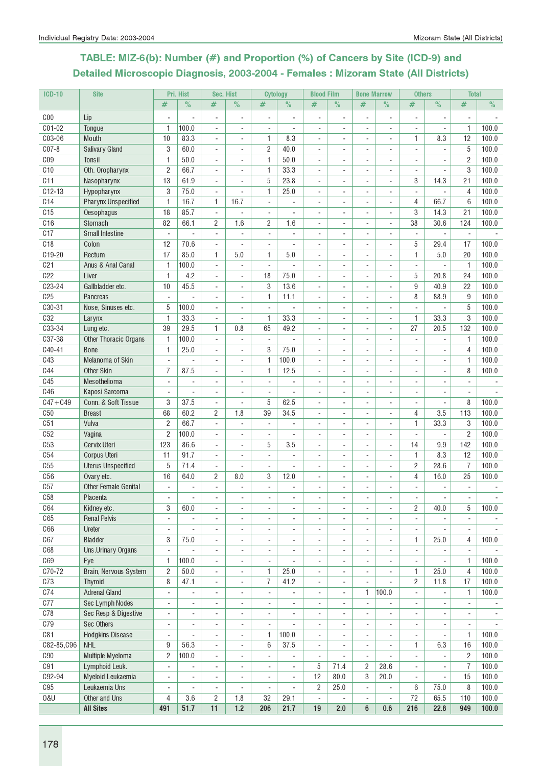## TABLE: MIZ-6(b): Number (#) and Proportion (%) of Cancers by Site (ICD-9) and Detailed Microscopic Diagnosis, 2003-2004 - Females : Mizoram State (All Districts)

| ICD-10 | Site | Pri. Hist | | Sec. Hist | | Cytology | | Blood Film | | Bone Marrow | | Others | | Total | |
|---|---|---|---|---|---|---|---|---|---|---|---|---|---|---|---|
| | | # | % | # | % | # | % | # | % | # | % | # | % | # | % |
| C00 | Lip | - | - | - | - | - | - | - | - | - | - | - | - | - | - |
| C01-02 | Tongue | 1 | 100.0 | - | - | - | - | - | - | - | - | - | - | 1 | 100.0 |
| C03-06 | Mouth | 10 | 83.3 | - | - | 1 | 8.3 | - | - | - | - | 1 | 8.3 | 12 | 100.0 |
| C07-8 | Salivary Gland | 3 | 60.0 | - | - | 2 | 40.0 | - | - | - | - | - | - | 5 | 100.0 |
| C09 | Tonsil | 1 | 50.0 | - | - | 1 | 50.0 | - | - | - | - | - | - | 2 | 100.0 |
| C10 | Oth. Oropharynx | 2 | 66.7 | - | - | 1 | 33.3 | - | - | - | - | - | - | 3 | 100.0 |
| C11 | Nasopharynx | 13 | 61.9 | - | - | 5 | 23.8 | - | - | - | - | 3 | 14.3 | 21 | 100.0 |
| C12-13 | Hypopharynx | 3 | 75.0 | - | - | 1 | 25.0 | - | - | - | - | - | - | 4 | 100.0 |
| C14 | Pharynx Unspecified | 1 | 16.7 | 1 | 16.7 | - | - | - | - | - | - | 4 | 66.7 | 6 | 100.0 |
| C15 | Oesophagus | 18 | 85.7 | - | - | - | - | - | - | - | - | 3 | 14.3 | 21 | 100.0 |
| C16 | Stomach | 82 | 66.1 | 2 | 1.6 | 2 | 1.6 | - | - | - | - | 38 | 30.6 | 124 | 100.0 |
| C17 | Small Intestine | - | - | - | - | - | - | - | - | - | - | - | - | - | - |
| C18 | Colon | 12 | 70.6 | - | - | - | - | - | - | - | - | 5 | 29.4 | 17 | 100.0 |
| C19-20 | Rectum | 17 | 85.0 | 1 | 5.0 | 1 | 5.0 | - | - | - | - | 1 | 5.0 | 20 | 100.0 |
| C21 | Anus & Anal Canal | 1 | 100.0 | - | - | - | - | - | - | - | - | - | - | 1 | 100.0 |
| C22 | Liver | 1 | 4.2 | - | - | 18 | 75.0 | - | - | - | - | 5 | 20.8 | 24 | 100.0 |
| C23-24 | Gallbladder etc. | 10 | 45.5 | - | - | 3 | 13.6 | - | - | - | - | 9 | 40.9 | 22 | 100.0 |
| C25 | Pancreas | - | - | - | - | 1 | 11.1 | - | - | - | - | 8 | 88.9 | 9 | 100.0 |
| C30-31 | Nose, Sinuses etc. | 5 | 100.0 | - | - | - | - | - | - | - | - | - | - | 5 | 100.0 |
| C32 | Larynx | 1 | 33.3 | - | - | 1 | 33.3 | - | - | - | - | 1 | 33.3 | 3 | 100.0 |
| C33-34 | Lung etc. | 39 | 29.5 | 1 | 0.8 | 65 | 49.2 | - | - | - | - | 27 | 20.5 | 132 | 100.0 |
| C37-38 | Other Thoracic Organs | 1 | 100.0 | - | - | - | - | - | - | - | - | - | - | 1 | 100.0 |
| C40-41 | Bone | 1 | 25.0 | - | - | 3 | 75.0 | - | - | - | - | - | - | 4 | 100.0 |
| C43 | Melanoma of Skin | - | - | - | - | 1 | 100.0 | - | - | - | - | - | - | 1 | 100.0 |
| C44 | Other Skin | 7 | 87.5 | - | - | 1 | 12.5 | - | - | - | - | - | - | 8 | 100.0 |
| C45 | Mesothelioma | - | - | - | - | - | - | - | - | - | - | - | - | - | - |
| C46 | Kaposi Sarcoma | - | - | - | - | - | - | - | - | - | - | - | - | - | - |
| C47+C49 | Conn. & Soft Tissue | 3 | 37.5 | - | - | 5 | 62.5 | - | - | - | - | - | - | 8 | 100.0 |
| C50 | Breast | 68 | 60.2 | 2 | 1.8 | 39 | 34.5 | - | - | - | - | 4 | 3.5 | 113 | 100.0 |
| C51 | Vulva | 2 | 66.7 | - | - | - | - | - | - | - | - | 1 | 33.3 | 3 | 100.0 |
| C52 | Vagina | 2 | 100.0 | - | - | - | - | - | - | - | - | - | - | 2 | 100.0 |
| C53 | Cervix Uteri | 123 | 86.6 | - | - | 5 | 3.5 | - | - | - | - | 14 | 9.9 | 142 | 100.0 |
| C54 | Corpus Uteri | 11 | 91.7 | - | - | - | - | - | - | - | - | 1 | 8.3 | 12 | 100.0 |
| C55 | Uterus Unspecified | 5 | 71.4 | - | - | - | - | - | - | - | - | 2 | 28.6 | 7 | 100.0 |
| C56 | Ovary etc. | 16 | 64.0 | 2 | 8.0 | 3 | 12.0 | - | - | - | - | 4 | 16.0 | 25 | 100.0 |
| C57 | Other Female Genital | - | - | - | - | - | - | - | - | - | - | - | - | - | - |
| C58 | Placenta | - | - | - | - | - | - | - | - | - | - | - | - | - | - |
| C64 | Kidney etc. | 3 | 60.0 | - | - | - | - | - | - | - | - | 2 | 40.0 | 5 | 100.0 |
| C65 | Renal Pelvis | - | - | - | - | - | - | - | - | - | - | - | - | - | - |
| C66 | Ureter | - | - | - | - | - | - | - | - | - | - | - | - | - | - |
| C67 | Bladder | 3 | 75.0 | - | - | - | - | - | - | - | - | 1 | 25.0 | 4 | 100.0 |
| C68 | Uns.Urinary Organs | - | - | - | - | - | - | - | - | - | - | - | - | - | - |
| C69 | Eye | 1 | 100.0 | - | - | - | - | - | - | - | - | - | - | 1 | 100.0 |
| C70-72 | Brain, Nervous System | 2 | 50.0 | - | - | 1 | 25.0 | - | - | - | - | 1 | 25.0 | 4 | 100.0 |
| C73 | Thyroid | 8 | 47.1 | - | - | 7 | 41.2 | - | - | - | - | 2 | 11.8 | 17 | 100.0 |
| C74 | Adrenal Gland | - | - | - | - | - | - | - | - | 1 | 100.0 | - | - | 1 | 100.0 |
| C77 | Sec Lymph Nodes | - | - | - | - | - | - | - | - | - | - | - | - | - | - |
| C78 | Sec Resp & Digestive | - | - | - | - | - | - | - | - | - | - | - | - | - | - |
| C79 | Sec Others | - | - | - | - | - | - | - | - | - | - | - | - | - | - |
| C81 | Hodgkins Disease | - | - | - | - | 1 | 100.0 | - | - | - | - | - | - | 1 | 100.0 |
| C82-85,C96 | NHL | 9 | 56.3 | - | - | 6 | 37.5 | - | - | - | - | 1 | 6.3 | 16 | 100.0 |
| C90 | Multiple Myeloma | 2 | 100.0 | - | - | - | - | - | - | - | - | - | - | 2 | 100.0 |
| C91 | Lymphoid Leuk. | - | - | - | - | - | - | 5 | 71.4 | 2 | 28.6 | - | - | 7 | 100.0 |
| C92-94 | Myeloid Leukaemia | - | - | - | - | - | - | 12 | 80.0 | 3 | 20.0 | - | - | 15 | 100.0 |
| C95 | Leukaemia Uns | - | - | - | - | - | - | 2 | 25.0 | - | - | 6 | 75.0 | 8 | 100.0 |
| O&U | Other and Uns | 4 | 3.6 | 2 | 1.8 | 32 | 29.1 | - | - | - | - | 72 | 65.5 | 110 | 100.0 |
| | **All Sites** | **491** | **51.7** | **11** | **1.2** | **206** | **21.7** | **19** | **2.0** | **6** | **0.6** | **216** | **22.8** | **949** | **100.0** |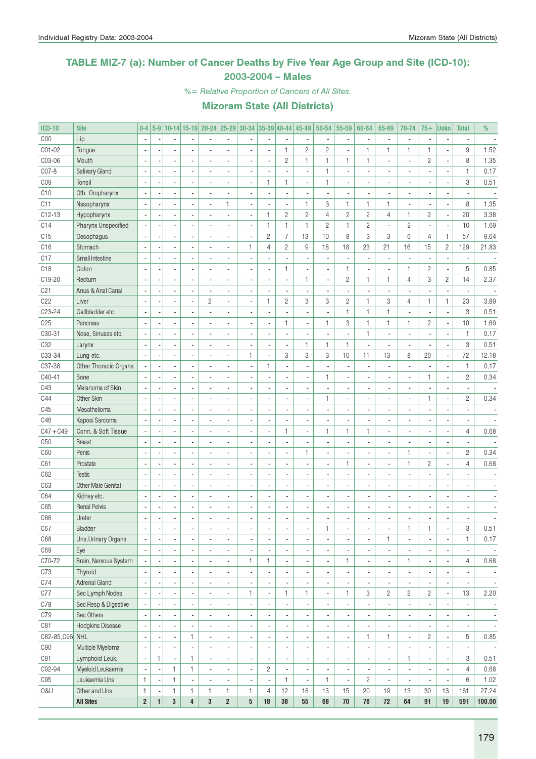# TABLE MIZ-7 (a): Number of Cancer Deaths by Five Year Age Group and Site (ICD-10): 2003-2004 – Males

*%= Relative Proportion of Cancers of All Sites.*

## Mizoram State (All Districts)

| ICD-10 | Site | 0-4 | 5-9 | 10-14 | 15-19 | 20-24 | 25-29 | 30-34 | 35-39 | 40-44 | 45-49 | 50-54 | 55-59 | 60-64 | 65-69 | 70-74 | 75+ | Unkn | Total | % |
|---|---|---|---|---|---|---|---|---|---|---|---|---|---|---|---|---|---|---|---|---|
| C00 | Lip | - | - | - | - | - | - | - | - | - | - | - | - | - | - | - | - | - | - | - |
| C01-02 | Tongue | - | - | - | - | - | - | - | - | 1 | 2 | 2 | - | 1 | 1 | 1 | 1 | - | 9 | 1.52 |
| C03-06 | Mouth | - | - | - | - | - | - | - | - | 2 | 1 | 1 | 1 | 1 | - | - | 2 | - | 8 | 1.35 |
| C07-8 | Salivary Gland | - | - | - | - | - | - | - | - | - | - | 1 | - | - | - | - | - | - | 1 | 0.17 |
| C09 | Tonsil | - | - | - | - | - | - | - | 1 | 1 | - | 1 | - | - | - | - | - | - | 3 | 0.51 |
| C10 | Oth. Oropharynx | - | - | - | - | - | - | - | - | - | - | - | - | - | - | - | - | - | - | - |
| C11 | Nasopharynx | - | - | - | - | - | 1 | - | - | - | 1 | 3 | 1 | 1 | 1 | - | - | - | 8 | 1.35 |
| C12-13 | Hypopharynx | - | - | - | - | - | - | - | 1 | 2 | 2 | 4 | 2 | 2 | 4 | 1 | 2 | - | 20 | 3.38 |
| C14 | Pharynx Unspecified | - | - | - | - | - | - | - | 1 | 1 | 1 | 2 | 1 | 2 | - | 2 | - | - | 10 | 1.69 |
| C15 | Oesophagus | - | - | - | - | - | - | - | 2 | 7 | 13 | 10 | 8 | 3 | 3 | 6 | 4 | 1 | 57 | 9.64 |
| C16 | Stomach | - | - | - | - | - | - | 1 | 4 | 2 | 9 | 18 | 18 | 23 | 21 | 16 | 15 | 2 | 129 | 21.83 |
| C17 | Small Intestine | - | - | - | - | - | - | - | - | - | - | - | - | - | - | - | - | - | - | - |
| C18 | Colon | - | - | - | - | - | - | - | - | 1 | - | - | 1 | - | - | 1 | 2 | - | 5 | 0.85 |
| C19-20 | Rectum | - | - | - | - | - | - | - | - | - | 1 | - | 2 | 1 | 1 | 4 | 3 | 2 | 14 | 2.37 |
| C21 | Anus & Anal Canal | - | - | - | - | - | - | - | - | - | - | - | - | - | - | - | - | - | - | - |
| C22 | Liver | - | - | - | - | 2 | - | - | 1 | 2 | 3 | 3 | 2 | 1 | 3 | 4 | 1 | 1 | 23 | 3.89 |
| C23-24 | Gallbladder etc. | - | - | - | - | - | - | - | - | - | - | - | 1 | 1 | 1 | - | - | - | 3 | 0.51 |
| C25 | Pancreas | - | - | - | - | - | - | - | - | 1 | - | 1 | 3 | 1 | 1 | 1 | 2 | - | 10 | 1.69 |
| C30-31 | Nose, Sinuses etc. | - | - | - | - | - | - | - | - | - | - | - | - | 1 | - | - | - | - | 1 | 0.17 |
| C32 | Larynx | - | - | - | - | - | - | - | - | - | 1 | 1 | 1 | - | - | - | - | - | 3 | 0.51 |
| C33-34 | Lung etc. | - | - | - | - | - | - | 1 | - | 3 | 3 | 3 | 10 | 11 | 13 | 8 | 20 | - | 72 | 12.18 |
| C37-38 | Other Thoracic Organs | - | - | - | - | - | - | - | 1 | - | - | - | - | - | - | - | - | - | 1 | 0.17 |
| C40-41 | Bone | - | - | - | - | - | - | - | - | - | - | 1 | - | - | - | - | 1 | - | 2 | 0.34 |
| C43 | Melanoma of Skin | - | - | - | - | - | - | - | - | - | - | - | - | - | - | - | - | - | - | - |
| C44 | Other Skin | - | - | - | - | - | - | - | - | - | - | 1 | - | - | - | - | 1 | - | 2 | 0.34 |
| C45 | Mesothelioma | - | - | - | - | - | - | - | - | - | - | - | - | - | - | - | - | - | - | - |
| C46 | Kaposi Sarcoma | - | - | - | - | - | - | - | - | - | - | - | - | - | - | - | - | - | - | - |
| C47+C49 | Conn. & Soft Tissue | - | - | - | - | - | - | - | - | 1 | - | 1 | 1 | 1 | - | - | - | - | 4 | 0.68 |
| C50 | Breast | - | - | - | - | - | - | - | - | - | - | - | - | - | - | - | - | - | - | - |
| C60 | Penis | - | - | - | - | - | - | - | - | - | 1 | - | - | - | - | 1 | - | - | 2 | 0.34 |
| C61 | Prostate | - | - | - | - | - | - | - | - | - | - | - | 1 | - | - | 1 | 2 | - | 4 | 0.68 |
| C62 | Testis | - | - | - | - | - | - | - | - | - | - | - | - | - | - | - | - | - | - | - |
| C63 | Other Male Genital | - | - | - | - | - | - | - | - | - | - | - | - | - | - | - | - | - | - | - |
| C64 | Kidney etc. | - | - | - | - | - | - | - | - | - | - | - | - | - | - | - | - | - | - | - |
| C65 | Renal Pelvis | - | - | - | - | - | - | - | - | - | - | - | - | - | - | - | - | - | - | - |
| C66 | Ureter | - | - | - | - | - | - | - | - | - | - | - | - | - | - | - | - | - | - | - |
| C67 | Bladder | - | - | - | - | - | - | - | - | - | - | 1 | - | - | - | 1 | 1 | - | 3 | 0.51 |
| C68 | Uns.Urinary Organs | - | - | - | - | - | - | - | - | - | - | - | - | - | 1 | - | - | - | 1 | 0.17 |
| C69 | Eye | - | - | - | - | - | - | - | - | - | - | - | - | - | - | - | - | - | - | - |
| C70-72 | Brain, Nervous System | - | - | - | - | - | - | 1 | 1 | - | - | - | 1 | - | - | 1 | - | - | 4 | 0.68 |
| C73 | Thyroid | - | - | - | - | - | - | - | - | - | - | - | - | - | - | - | - | - | - | - |
| C74 | Adrenal Gland | - | - | - | - | - | - | - | - | - | - | - | - | - | - | - | - | - | - | - |
| C77 | Sec Lymph Nodes | - | - | - | - | - | - | 1 | - | 1 | 1 | - | 1 | 3 | 2 | 2 | 2 | - | 13 | 2.20 |
| C78 | Sec Resp & Digestive | - | - | - | - | - | - | - | - | - | - | - | - | - | - | - | - | - | - | - |
| C79 | Sec Others | - | - | - | - | - | - | - | - | - | - | - | - | - | - | - | - | - | - | - |
| C81 | Hodgkins Disease | - | - | - | - | - | - | - | - | - | - | - | - | - | - | - | - | - | - | - |
| C82-85,C96 | NHL | - | - | - | 1 | - | - | - | - | - | - | - | - | 1 | 1 | - | 2 | - | 5 | 0.85 |
| C90 | Multiple Myeloma | - | - | - | - | - | - | - | - | - | - | - | - | - | - | - | - | - | - | - |
| C91 | Lymphoid Leuk. | - | 1 | - | 1 | - | - | - | - | - | - | - | - | - | - | 1 | - | - | 3 | 0.51 |
| C92-94 | Myeloid Leukaemia | - | - | 1 | 1 | - | - | - | 2 | - | - | - | - | - | - | - | - | - | 4 | 0.68 |
| C95 | Leukaemia Uns | 1 | - | 1 | - | - | - | - | - | 1 | - | 1 | - | 2 | - | - | - | - | 6 | 1.02 |
| O&U | Other and Uns | 1 | - | 1 | 1 | 1 | 1 | 1 | 4 | 12 | 16 | 13 | 15 | 20 | 19 | 13 | 30 | 13 | 161 | 27.24 |
| | **All Sites** | **2** | **1** | **3** | **4** | **3** | **2** | **5** | **18** | **38** | **55** | **68** | **70** | **76** | **72** | **64** | **91** | **19** | **591** | **100.00** |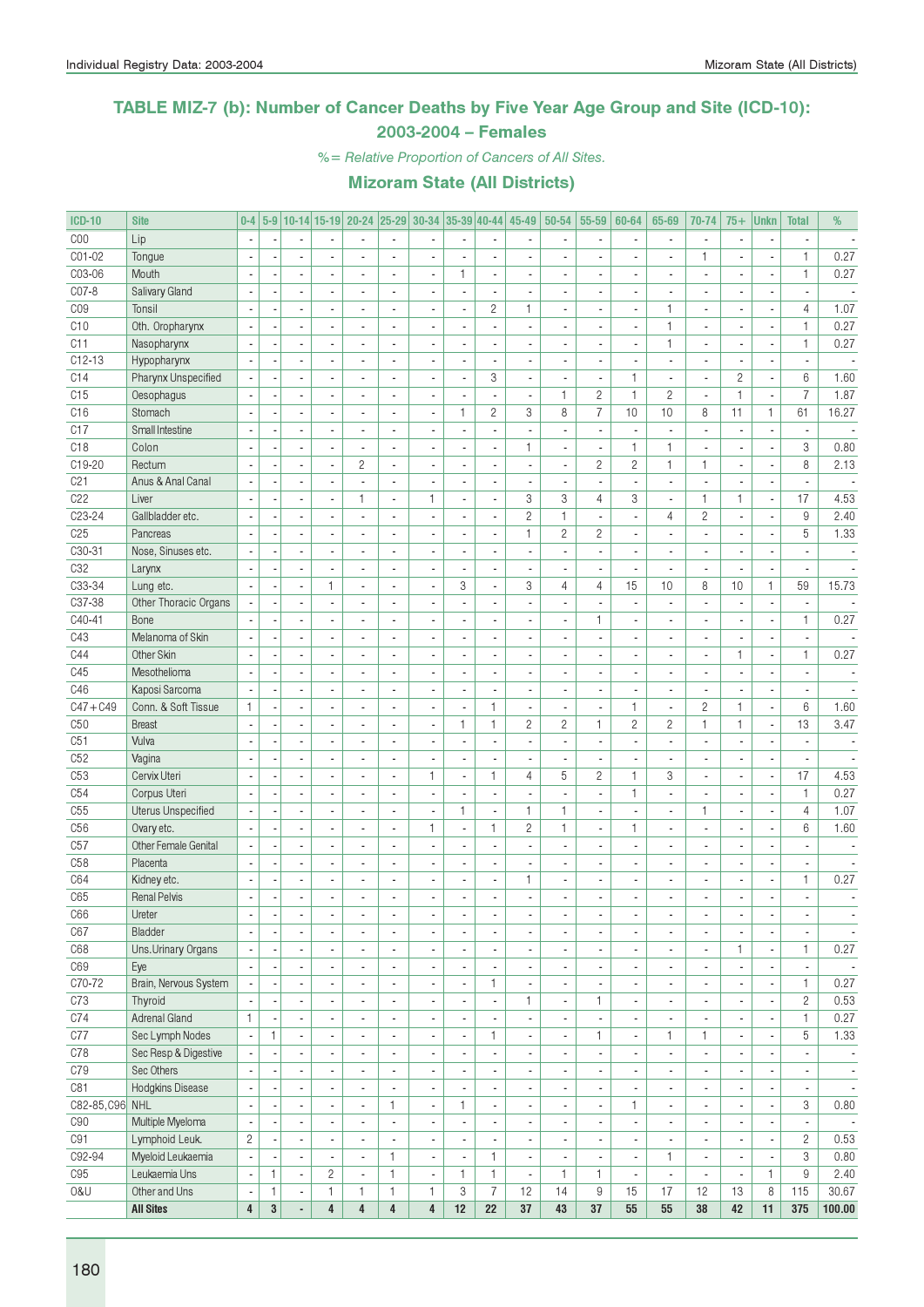## TABLE MIZ-7 (b): Number of Cancer Deaths by Five Year Age Group and Site (ICD-10): 2003-2004 – Females

*%= Relative Proportion of Cancers of All Sites.*

### Mizoram State (All Districts)

| ICD-10 | Site | 0-4 | 5-9 | 10-14 | 15-19 | 20-24 | 25-29 | 30-34 | 35-39 | 40-44 | 45-49 | 50-54 | 55-59 | 60-64 | 65-69 | 70-74 | 75+ | Unkn | Total | % |
|---|---|---|---|---|---|---|---|---|---|---|---|---|---|---|---|---|---|---|---|---|
| C00 | Lip | - | - | - | - | - | - | - | - | - | - | - | - | - | - | - | - | - | - | - |
| C01-02 | Tongue | - | - | - | - | - | - | - | - | - | - | - | - | - | - | 1 | - | - | 1 | 0.27 |
| C03-06 | Mouth | - | - | - | - | - | - | - | 1 | - | - | - | - | - | - | - | - | - | 1 | 0.27 |
| C07-8 | Salivary Gland | - | - | - | - | - | - | - | - | - | - | - | - | - | - | - | - | - | - | - |
| C09 | Tonsil | - | - | - | - | - | - | - | - | 2 | 1 | - | - | - | 1 | - | - | - | 4 | 1.07 |
| C10 | Oth. Oropharynx | - | - | - | - | - | - | - | - | - | - | - | - | - | 1 | - | - | - | 1 | 0.27 |
| C11 | Nasopharynx | - | - | - | - | - | - | - | - | - | - | - | - | - | 1 | - | - | - | 1 | 0.27 |
| C12-13 | Hypopharynx | - | - | - | - | - | - | - | - | - | - | - | - | - | - | - | - | - | - | - |
| C14 | Pharynx Unspecified | - | - | - | - | - | - | - | - | 3 | - | - | - | 1 | - | - | 2 | - | 6 | 1.60 |
| C15 | Oesophagus | - | - | - | - | - | - | - | - | - | - | 1 | 2 | 1 | 2 | - | 1 | - | 7 | 1.87 |
| C16 | Stomach | - | - | - | - | - | - | - | 1 | 2 | 3 | 8 | 7 | 10 | 10 | 8 | 11 | 1 | 61 | 16.27 |
| C17 | Small Intestine | - | - | - | - | - | - | - | - | - | - | - | - | - | - | - | - | - | - | - |
| C18 | Colon | - | - | - | - | - | - | - | - | - | 1 | - | - | 1 | 1 | - | - | - | 3 | 0.80 |
| C19-20 | Rectum | - | - | - | - | 2 | - | - | - | - | - | - | 2 | 2 | 1 | 1 | - | - | 8 | 2.13 |
| C21 | Anus & Anal Canal | - | - | - | - | - | - | - | - | - | - | - | - | - | - | - | - | - | - | - |
| C22 | Liver | - | - | - | - | 1 | - | 1 | - | - | 3 | 3 | 4 | 3 | - | 1 | 1 | - | 17 | 4.53 |
| C23-24 | Gallbladder etc. | - | - | - | - | - | - | - | - | - | 2 | 1 | - | - | 4 | 2 | - | - | 9 | 2.40 |
| C25 | Pancreas | - | - | - | - | - | - | - | - | - | 1 | 2 | 2 | - | - | - | - | - | 5 | 1.33 |
| C30-31 | Nose, Sinuses etc. | - | - | - | - | - | - | - | - | - | - | - | - | - | - | - | - | - | - | - |
| C32 | Larynx | - | - | - | - | - | - | - | - | - | - | - | - | - | - | - | - | - | - | - |
| C33-34 | Lung etc. | - | - | - | 1 | - | - | - | 3 | - | 3 | 4 | 4 | 15 | 10 | 8 | 10 | 1 | 59 | 15.73 |
| C37-38 | Other Thoracic Organs | - | - | - | - | - | - | - | - | - | - | - | - | - | - | - | - | - | - | - |
| C40-41 | Bone | - | - | - | - | - | - | - | - | - | - | - | 1 | - | - | - | - | - | 1 | 0.27 |
| C43 | Melanoma of Skin | - | - | - | - | - | - | - | - | - | - | - | - | - | - | - | - | - | - | - |
| C44 | Other Skin | - | - | - | - | - | - | - | - | - | - | - | - | - | - | - | 1 | - | 1 | 0.27 |
| C45 | Mesothelioma | - | - | - | - | - | - | - | - | - | - | - | - | - | - | - | - | - | - | - |
| C46 | Kaposi Sarcoma | - | - | - | - | - | - | - | - | - | - | - | - | - | - | - | - | - | - | - |
| C47+C49 | Conn. & Soft Tissue | 1 | - | - | - | - | - | - | - | 1 | - | - | - | 1 | - | 2 | 1 | - | 6 | 1.60 |
| C50 | Breast | - | - | - | - | - | - | - | 1 | 1 | 2 | 2 | 1 | 2 | 2 | 1 | 1 | - | 13 | 3.47 |
| C51 | Vulva | - | - | - | - | - | - | - | - | - | - | - | - | - | - | - | - | - | - | - |
| C52 | Vagina | - | - | - | - | - | - | - | - | - | - | - | - | - | - | - | - | - | - | - |
| C53 | Cervix Uteri | - | - | - | - | - | - | 1 | - | 1 | 4 | 5 | 2 | 1 | 3 | - | - | - | 17 | 4.53 |
| C54 | Corpus Uteri | - | - | - | - | - | - | - | - | - | - | - | - | 1 | - | - | - | - | 1 | 0.27 |
| C55 | Uterus Unspecified | - | - | - | - | - | - | - | 1 | - | 1 | 1 | - | - | - | 1 | - | - | 4 | 1.07 |
| C56 | Ovary etc. | - | - | - | - | - | - | 1 | - | 1 | 2 | 1 | - | 1 | - | - | - | - | 6 | 1.60 |
| C57 | Other Female Genital | - | - | - | - | - | - | - | - | - | - | - | - | - | - | - | - | - | - | - |
| C58 | Placenta | - | - | - | - | - | - | - | - | - | - | - | - | - | - | - | - | - | - | - |
| C64 | Kidney etc. | - | - | - | - | - | - | - | - | - | 1 | - | - | - | - | - | - | - | 1 | 0.27 |
| C65 | Renal Pelvis | - | - | - | - | - | - | - | - | - | - | - | - | - | - | - | - | - | - | - |
| C66 | Ureter | - | - | - | - | - | - | - | - | - | - | - | - | - | - | - | - | - | - | - |
| C67 | Bladder | - | - | - | - | - | - | - | - | - | - | - | - | - | - | - | - | - | - | - |
| C68 | Uns.Urinary Organs | - | - | - | - | - | - | - | - | - | - | - | - | - | - | - | 1 | - | 1 | 0.27 |
| C69 | Eye | - | - | - | - | - | - | - | - | - | - | - | - | - | - | - | - | - | - | - |
| C70-72 | Brain, Nervous System | - | - | - | - | - | - | - | - | 1 | - | - | - | - | - | - | - | - | 1 | 0.27 |
| C73 | Thyroid | - | - | - | - | - | - | - | - | - | 1 | - | 1 | - | - | - | - | - | 2 | 0.53 |
| C74 | Adrenal Gland | 1 | - | - | - | - | - | - | - | - | - | - | - | - | - | - | - | - | 1 | 0.27 |
| C77 | Sec Lymph Nodes | - | 1 | - | - | - | - | - | - | 1 | - | - | 1 | - | 1 | 1 | - | - | 5 | 1.33 |
| C78 | Sec Resp & Digestive | - | - | - | - | - | - | - | - | - | - | - | - | - | - | - | - | - | - | - |
| C79 | Sec Others | - | - | - | - | - | - | - | - | - | - | - | - | - | - | - | - | - | - | - |
| C81 | Hodgkins Disease | - | - | - | - | - | - | - | - | - | - | - | - | - | - | - | - | - | - | - |
| C82-85,C96 | NHL | - | - | - | - | - | 1 | - | 1 | - | - | - | - | 1 | - | - | - | - | 3 | 0.80 |
| C90 | Multiple Myeloma | - | - | - | - | - | - | - | - | - | - | - | - | - | - | - | - | - | - | - |
| C91 | Lymphoid Leuk. | 2 | - | - | - | - | - | - | - | - | - | - | - | - | - | - | - | - | 2 | 0.53 |
| C92-94 | Myeloid Leukaemia | - | - | - | - | - | 1 | - | - | 1 | - | - | - | - | 1 | - | - | - | 3 | 0.80 |
| C95 | Leukaemia Uns | - | 1 | - | 2 | - | 1 | - | 1 | 1 | - | 1 | 1 | - | - | - | - | 1 | 9 | 2.40 |
| O&U | Other and Uns | - | 1 | - | 1 | 1 | 1 | 1 | 3 | 7 | 12 | 14 | 9 | 15 | 17 | 12 | 13 | 8 | 115 | 30.67 |
| | **All Sites** | **4** | **3** | **-** | **4** | **4** | **4** | **4** | **12** | **22** | **37** | **43** | **37** | **55** | **55** | **38** | **42** | **11** | **375** | **100.00** |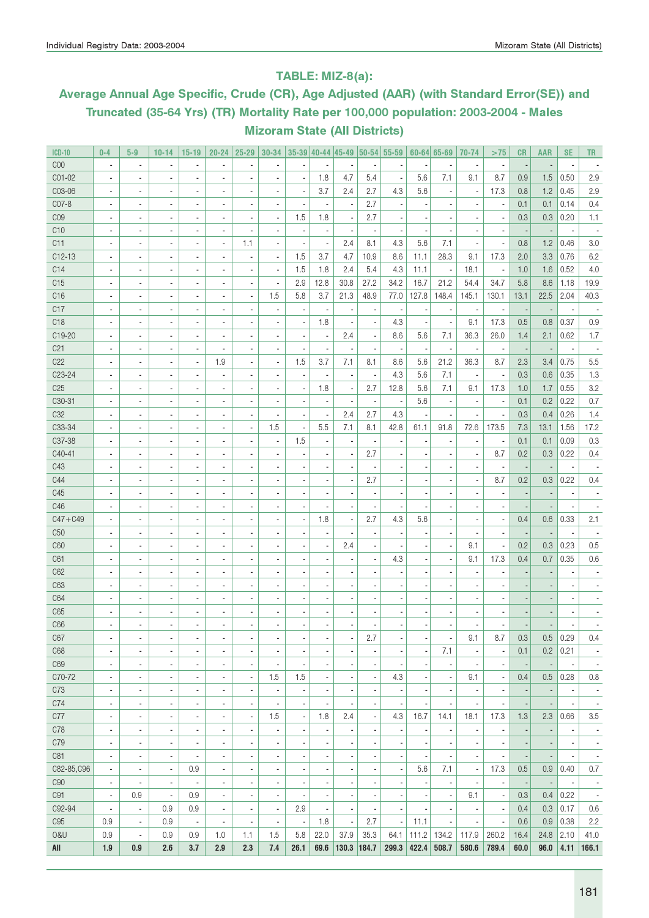## TABLE: MIZ-8(a):

## Average Annual Age Specific, Crude (CR), Age Adjusted (AAR) (with Standard Error(SE)) and Truncated (35-64 Yrs) (TR) Mortality Rate per 100,000 population: 2003-2004 - Males Mizoram State (All Districts)

| ICD-10 | 0-4 | 5-9 | 10-14 | 15-19 | 20-24 | 25-29 | 30-34 | 35-39 | 40-44 | 45-49 | 50-54 | 55-59 | 60-64 | 65-69 | 70-74 | >75 | CR | AAR | SE | TR |
|---|---|---|---|---|---|---|---|---|---|---|---|---|---|---|---|---|---|---|---|---|
| C00 | - | - | - | - | - | - | - | - | - | - | - | - | - | - | - | - | - | - | - | - |
| C01-02 | - | - | - | - | - | - | - | - | 1.8 | 4.7 | 5.4 | - | 5.6 | 7.1 | 9.1 | 8.7 | 0.9 | 1.5 | 0.50 | 2.9 |
| C03-06 | - | - | - | - | - | - | - | - | 3.7 | 2.4 | 2.7 | 4.3 | 5.6 | - | - | 17.3 | 0.8 | 1.2 | 0.45 | 2.9 |
| C07-8 | - | - | - | - | - | - | - | - | - | - | 2.7 | - | - | - | - | - | 0.1 | 0.1 | 0.14 | 0.4 |
| C09 | - | - | - | - | - | - | - | 1.5 | 1.8 | - | 2.7 | - | - | - | - | - | 0.3 | 0.3 | 0.20 | 1.1 |
| C10 | - | - | - | - | - | - | - | - | - | - | - | - | - | - | - | - | - | - | - | - |
| C11 | - | - | - | - | - | 1.1 | - | - | - | 2.4 | 8.1 | 4.3 | 5.6 | 7.1 | - | - | 0.8 | 1.2 | 0.46 | 3.0 |
| C12-13 | - | - | - | - | - | - | - | 1.5 | 3.7 | 4.7 | 10.9 | 8.6 | 11.1 | 28.3 | 9.1 | 17.3 | 2.0 | 3.3 | 0.76 | 6.2 |
| C14 | - | - | - | - | - | - | - | 1.5 | 1.8 | 2.4 | 5.4 | 4.3 | 11.1 | - | 18.1 | - | 1.0 | 1.6 | 0.52 | 4.0 |
| C15 | - | - | - | - | - | - | - | 2.9 | 12.8 | 30.8 | 27.2 | 34.2 | 16.7 | 21.2 | 54.4 | 34.7 | 5.8 | 8.6 | 1.18 | 19.9 |
| C16 | - | - | - | - | - | - | 1.5 | 5.8 | 3.7 | 21.3 | 48.9 | 77.0 | 127.8 | 148.4 | 145.1 | 130.1 | 13.1 | 22.5 | 2.04 | 40.3 |
| C17 | - | - | - | - | - | - | - | - | - | - | - | - | - | - | - | - | - | - | - | - |
| C18 | - | - | - | - | - | - | - | - | 1.8 | - | - | 4.3 | - | - | 9.1 | 17.3 | 0.5 | 0.8 | 0.37 | 0.9 |
| C19-20 | - | - | - | - | - | - | - | - | - | 2.4 | - | 8.6 | 5.6 | 7.1 | 36.3 | 26.0 | 1.4 | 2.1 | 0.62 | 1.7 |
| C21 | - | - | - | - | - | - | - | - | - | - | - | - | - | - | - | - | - | - | - | - |
| C22 | - | - | - | - | 1.9 | - | - | 1.5 | 3.7 | 7.1 | 8.1 | 8.6 | 5.6 | 21.2 | 36.3 | 8.7 | 2.3 | 3.4 | 0.75 | 5.5 |
| C23-24 | - | - | - | - | - | - | - | - | - | - | - | 4.3 | 5.6 | 7.1 | - | - | 0.3 | 0.6 | 0.35 | 1.3 |
| C25 | - | - | - | - | - | - | - | - | 1.8 | - | 2.7 | 12.8 | 5.6 | 7.1 | 9.1 | 17.3 | 1.0 | 1.7 | 0.55 | 3.2 |
| C30-31 | - | - | - | - | - | - | - | - | - | - | - | - | 5.6 | - | - | - | 0.1 | 0.2 | 0.22 | 0.7 |
| C32 | - | - | - | - | - | - | - | - | - | 2.4 | 2.7 | 4.3 | - | - | - | - | 0.3 | 0.4 | 0.26 | 1.4 |
| C33-34 | - | - | - | - | - | - | 1.5 | - | 5.5 | 7.1 | 8.1 | 42.8 | 61.1 | 91.8 | 72.6 | 173.5 | 7.3 | 13.1 | 1.56 | 17.2 |
| C37-38 | - | - | - | - | - | - | - | 1.5 | - | - | - | - | - | - | - | - | 0.1 | 0.1 | 0.09 | 0.3 |
| C40-41 | - | - | - | - | - | - | - | - | - | - | 2.7 | - | - | - | - | 8.7 | 0.2 | 0.3 | 0.22 | 0.4 |
| C43 | - | - | - | - | - | - | - | - | - | - | - | - | - | - | - | - | - | - | - | - |
| C44 | - | - | - | - | - | - | - | - | - | - | 2.7 | - | - | - | - | 8.7 | 0.2 | 0.3 | 0.22 | 0.4 |
| C45 | - | - | - | - | - | - | - | - | - | - | - | - | - | - | - | - | - | - | - | - |
| C46 | - | - | - | - | - | - | - | - | - | - | - | - | - | - | - | - | - | - | - | - |
| C47+C49 | - | - | - | - | - | - | - | - | 1.8 | - | 2.7 | 4.3 | 5.6 | - | - | - | 0.4 | 0.6 | 0.33 | 2.1 |
| C50 | - | - | - | - | - | - | - | - | - | - | - | - | - | - | - | - | - | - | - | - |
| C60 | - | - | - | - | - | - | - | - | - | 2.4 | - | - | - | - | 9.1 | - | 0.2 | 0.3 | 0.23 | 0.5 |
| C61 | - | - | - | - | - | - | - | - | - | - | - | 4.3 | - | - | 9.1 | 17.3 | 0.4 | 0.7 | 0.35 | 0.6 |
| C62 | - | - | - | - | - | - | - | - | - | - | - | - | - | - | - | - | - | - | - | - |
| C63 | - | - | - | - | - | - | - | - | - | - | - | - | - | - | - | - | - | - | - | - |
| C64 | - | - | - | - | - | - | - | - | - | - | - | - | - | - | - | - | - | - | - | - |
| C65 | - | - | - | - | - | - | - | - | - | - | - | - | - | - | - | - | - | - | - | - |
| C66 | - | - | - | - | - | - | - | - | - | - | - | - | - | - | - | - | - | - | - | - |
| C67 | - | - | - | - | - | - | - | - | - | - | 2.7 | - | - | - | 9.1 | 8.7 | 0.3 | 0.5 | 0.29 | 0.4 |
| C68 | - | - | - | - | - | - | - | - | - | - | - | - | - | 7.1 | - | - | 0.1 | 0.2 | 0.21 | - |
| C69 | - | - | - | - | - | - | - | - | - | - | - | - | - | - | - | - | - | - | - | - |
| C70-72 | - | - | - | - | - | - | 1.5 | 1.5 | - | - | - | 4.3 | - | - | 9.1 | - | 0.4 | 0.5 | 0.28 | 0.8 |
| C73 | - | - | - | - | - | - | - | - | - | - | - | - | - | - | - | - | - | - | - | - |
| C74 | - | - | - | - | - | - | - | - | - | - | - | - | - | - | - | - | - | - | - | - |
| C77 | - | - | - | - | - | - | 1.5 | - | 1.8 | 2.4 | - | 4.3 | 16.7 | 14.1 | 18.1 | 17.3 | 1.3 | 2.3 | 0.66 | 3.5 |
| C78 | - | - | - | - | - | - | - | - | - | - | - | - | - | - | - | - | - | - | - | - |
| C79 | - | - | - | - | - | - | - | - | - | - | - | - | - | - | - | - | - | - | - | - |
| C81 | - | - | - | - | - | - | - | - | - | - | - | - | - | - | - | - | - | - | - | - |
| C82-85,C96 | - | - | - | 0.9 | - | - | - | - | - | - | - | - | 5.6 | 7.1 | - | 17.3 | 0.5 | 0.9 | 0.40 | 0.7 |
| C90 | - | - | - | - | - | - | - | - | - | - | - | - | - | - | - | - | - | - | - | - |
| C91 | - | 0.9 | - | 0.9 | - | - | - | - | - | - | - | - | - | - | 9.1 | - | 0.3 | 0.4 | 0.22 | - |
| C92-94 | - | - | 0.9 | 0.9 | - | - | - | 2.9 | - | - | - | - | - | - | - | - | 0.4 | 0.3 | 0.17 | 0.6 |
| C95 | 0.9 | - | 0.9 | - | - | - | - | - | 1.8 | - | 2.7 | - | 11.1 | - | - | - | 0.6 | 0.9 | 0.38 | 2.2 |
| O&U | 0.9 | - | 0.9 | 0.9 | 1.0 | 1.1 | 1.5 | 5.8 | 22.0 | 37.9 | 35.3 | 64.1 | 111.2 | 134.2 | 117.9 | 260.2 | 16.4 | 24.8 | 2.10 | 41.0 |
| **All** | **1.9** | **0.9** | **2.6** | **3.7** | **2.9** | **2.3** | **7.4** | **26.1** | **69.6** | **130.3** | **184.7** | **299.3** | **422.4** | **508.7** | **580.6** | **789.4** | **60.0** | **96.0** | **4.11** | **166.1** |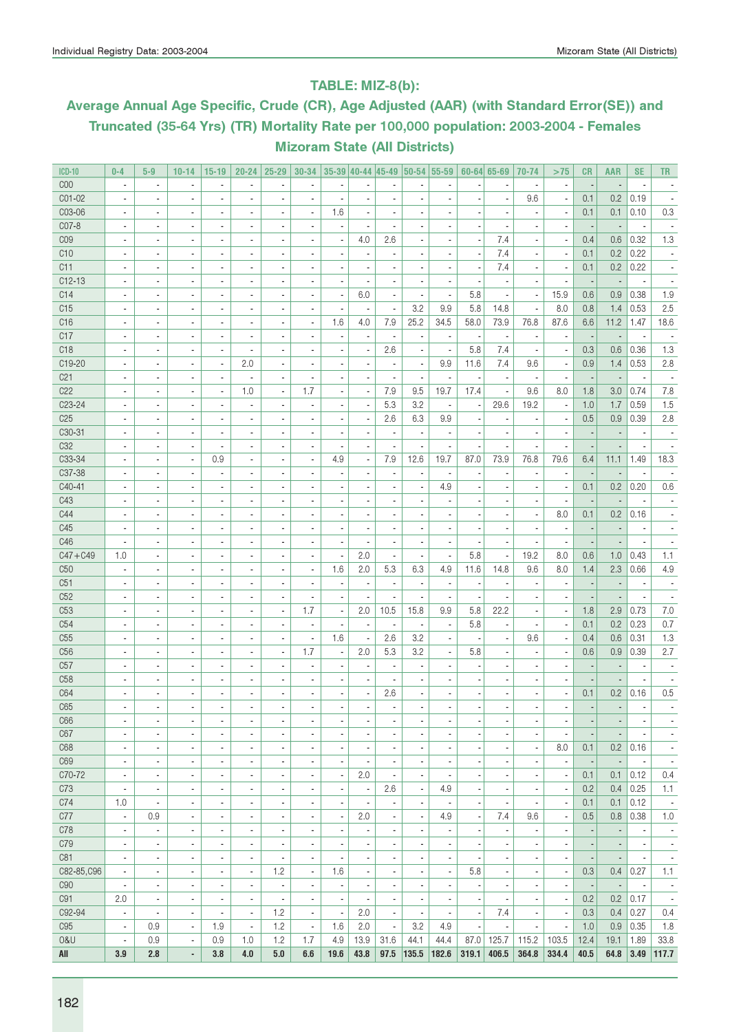## TABLE: MIZ-8(b):

## Average Annual Age Specific, Crude (CR), Age Adjusted (AAR) (with Standard Error(SE)) and Truncated (35-64 Yrs) (TR) Mortality Rate per 100,000 population: 2003-2004 - Females Mizoram State (All Districts)

| ICD-10 | 0-4 | 5-9 | 10-14 | 15-19 | 20-24 | 25-29 | 30-34 | 35-39 | 40-44 | 45-49 | 50-54 | 55-59 | 60-64 | 65-69 | 70-74 | >75 | CR | AAR | SE | TR |
|---|---|---|---|---|---|---|---|---|---|---|---|---|---|---|---|---|---|---|---|---|
| C00 | - | - | - | - | - | - | - | - | - | - | - | - | - | - | - | - | - | - | - | - |
| C01-02 | - | - | - | - | - | - | - | - | - | - | - | - | - | - | 9.6 | - | 0.1 | 0.2 | 0.19 | - |
| C03-06 | - | - | - | - | - | - | - | 1.6 | - | - | - | - | - | - | - | - | 0.1 | 0.1 | 0.10 | 0.3 |
| C07-8 | - | - | - | - | - | - | - | - | - | - | - | - | - | - | - | - | - | - | - | - |
| C09 | - | - | - | - | - | - | - | - | 4.0 | 2.6 | - | - | - | 7.4 | - | - | 0.4 | 0.6 | 0.32 | 1.3 |
| C10 | - | - | - | - | - | - | - | - | - | - | - | - | - | 7.4 | - | - | 0.1 | 0.2 | 0.22 | - |
| C11 | - | - | - | - | - | - | - | - | - | - | - | - | - | 7.4 | - | - | 0.1 | 0.2 | 0.22 | - |
| C12-13 | - | - | - | - | - | - | - | - | - | - | - | - | - | - | - | - | - | - | - | - |
| C14 | - | - | - | - | - | - | - | - | 6.0 | - | - | - | 5.8 | - | - | 15.9 | 0.6 | 0.9 | 0.38 | 1.9 |
| C15 | - | - | - | - | - | - | - | - | - | - | 3.2 | 9.9 | 5.8 | 14.8 | - | 8.0 | 0.8 | 1.4 | 0.53 | 2.5 |
| C16 | - | - | - | - | - | - | - | 1.6 | 4.0 | 7.9 | 25.2 | 34.5 | 58.0 | 73.9 | 76.8 | 87.6 | 6.6 | 11.2 | 1.47 | 18.6 |
| C17 | - | - | - | - | - | - | - | - | - | - | - | - | - | - | - | - | - | - | - | - |
| C18 | - | - | - | - | - | - | - | - | - | 2.6 | - | - | 5.8 | 7.4 | - | - | 0.3 | 0.6 | 0.36 | 1.3 |
| C19-20 | - | - | - | - | 2.0 | - | - | - | - | - | - | 9.9 | 11.6 | 7.4 | 9.6 | - | 0.9 | 1.4 | 0.53 | 2.8 |
| C21 | - | - | - | - | - | - | - | - | - | - | - | - | - | - | - | - | - | - | - | - |
| C22 | - | - | - | - | 1.0 | - | 1.7 | - | - | 7.9 | 9.5 | 19.7 | 17.4 | - | 9.6 | 8.0 | 1.8 | 3.0 | 0.74 | 7.8 |
| C23-24 | - | - | - | - | - | - | - | - | - | 5.3 | 3.2 | - | - | 29.6 | 19.2 | - | 1.0 | 1.7 | 0.59 | 1.5 |
| C25 | - | - | - | - | - | - | - | - | - | 2.6 | 6.3 | 9.9 | - | - | - | - | 0.5 | 0.9 | 0.39 | 2.8 |
| C30-31 | - | - | - | - | - | - | - | - | - | - | - | - | - | - | - | - | - | - | - | - |
| C32 | - | - | - | - | - | - | - | - | - | - | - | - | - | - | - | - | - | - | - | - |
| C33-34 | - | - | - | 0.9 | - | - | - | 4.9 | - | 7.9 | 12.6 | 19.7 | 87.0 | 73.9 | 76.8 | 79.6 | 6.4 | 11.1 | 1.49 | 18.3 |
| C37-38 | - | - | - | - | - | - | - | - | - | - | - | - | - | - | - | - | - | - | - | - |
| C40-41 | - | - | - | - | - | - | - | - | - | - | - | 4.9 | - | - | - | - | 0.1 | 0.2 | 0.20 | 0.6 |
| C43 | - | - | - | - | - | - | - | - | - | - | - | - | - | - | - | - | - | - | - | - |
| C44 | - | - | - | - | - | - | - | - | - | - | - | - | - | - | - | 8.0 | 0.1 | 0.2 | 0.16 | - |
| C45 | - | - | - | - | - | - | - | - | - | - | - | - | - | - | - | - | - | - | - | - |
| C46 | - | - | - | - | - | - | - | - | - | - | - | - | - | - | - | - | - | - | - | - |
| C47+C49 | 1.0 | - | - | - | - | - | - | - | 2.0 | - | - | - | 5.8 | - | 19.2 | 8.0 | 0.6 | 1.0 | 0.43 | 1.1 |
| C50 | - | - | - | - | - | - | - | 1.6 | 2.0 | 5.3 | 6.3 | 4.9 | 11.6 | 14.8 | 9.6 | 8.0 | 1.4 | 2.3 | 0.66 | 4.9 |
| C51 | - | - | - | - | - | - | - | - | - | - | - | - | - | - | - | - | - | - | - | - |
| C52 | - | - | - | - | - | - | - | - | - | - | - | - | - | - | - | - | - | - | - | - |
| C53 | - | - | - | - | - | - | 1.7 | - | 2.0 | 10.5 | 15.8 | 9.9 | 5.8 | 22.2 | - | - | 1.8 | 2.9 | 0.73 | 7.0 |
| C54 | - | - | - | - | - | - | - | - | - | - | - | - | 5.8 | - | - | - | 0.1 | 0.2 | 0.23 | 0.7 |
| C55 | - | - | - | - | - | - | - | 1.6 | - | 2.6 | 3.2 | - | - | - | 9.6 | - | 0.4 | 0.6 | 0.31 | 1.3 |
| C56 | - | - | - | - | - | - | 1.7 | - | 2.0 | 5.3 | 3.2 | - | 5.8 | - | - | - | 0.6 | 0.9 | 0.39 | 2.7 |
| C57 | - | - | - | - | - | - | - | - | - | - | - | - | - | - | - | - | - | - | - | - |
| C58 | - | - | - | - | - | - | - | - | - | - | - | - | - | - | - | - | - | - | - | - |
| C64 | - | - | - | - | - | - | - | - | - | 2.6 | - | - | - | - | - | - | 0.1 | 0.2 | 0.16 | 0.5 |
| C65 | - | - | - | - | - | - | - | - | - | - | - | - | - | - | - | - | - | - | - | - |
| C66 | - | - | - | - | - | - | - | - | - | - | - | - | - | - | - | - | - | - | - | - |
| C67 | - | - | - | - | - | - | - | - | - | - | - | - | - | - | - | - | - | - | - | - |
| C68 | - | - | - | - | - | - | - | - | - | - | - | - | - | - | - | 8.0 | 0.1 | 0.2 | 0.16 | - |
| C69 | - | - | - | - | - | - | - | - | - | - | - | - | - | - | - | - | - | - | - | - |
| C70-72 | - | - | - | - | - | - | - | - | 2.0 | - | - | - | - | - | - | - | 0.1 | 0.1 | 0.12 | 0.4 |
| C73 | - | - | - | - | - | - | - | - | - | 2.6 | - | 4.9 | - | - | - | - | 0.2 | 0.4 | 0.25 | 1.1 |
| C74 | 1.0 | - | - | - | - | - | - | - | - | - | - | - | - | - | - | - | 0.1 | 0.1 | 0.12 | - |
| C77 | - | 0.9 | - | - | - | - | - | - | 2.0 | - | - | 4.9 | - | 7.4 | 9.6 | - | 0.5 | 0.8 | 0.38 | 1.0 |
| C78 | - | - | - | - | - | - | - | - | - | - | - | - | - | - | - | - | - | - | - | - |
| C79 | - | - | - | - | - | - | - | - | - | - | - | - | - | - | - | - | - | - | - | - |
| C81 | - | - | - | - | - | - | - | - | - | - | - | - | - | - | - | - | - | - | - | - |
| C82-85,C96 | - | - | - | - | - | 1.2 | - | 1.6 | - | - | - | - | 5.8 | - | - | - | 0.3 | 0.4 | 0.27 | 1.1 |
| C90 | - | - | - | - | - | - | - | - | - | - | - | - | - | - | - | - | - | - | - | - |
| C91 | 2.0 | - | - | - | - | - | - | - | - | - | - | - | - | - | - | - | 0.2 | 0.2 | 0.17 | - |
| C92-94 | - | - | - | - | - | 1.2 | - | - | 2.0 | - | - | - | - | 7.4 | - | - | 0.3 | 0.4 | 0.27 | 0.4 |
| C95 | - | 0.9 | - | 1.9 | - | 1.2 | - | 1.6 | 2.0 | - | 3.2 | 4.9 | - | - | - | - | 1.0 | 0.9 | 0.35 | 1.8 |
| O&U | - | 0.9 | - | 0.9 | 1.0 | 1.2 | 1.7 | 4.9 | 13.9 | 31.6 | 44.1 | 44.4 | 87.0 | 125.7 | 115.2 | 103.5 | 12.4 | 19.1 | 1.89 | 33.8 |
| **All** | **3.9** | **2.8** | **-** | **3.8** | **4.0** | **5.0** | **6.6** | **19.6** | **43.8** | **97.5** | **135.5** | **182.6** | **319.1** | **406.5** | **364.8** | **334.4** | **40.5** | **64.8** | **3.49** | **117.7** |